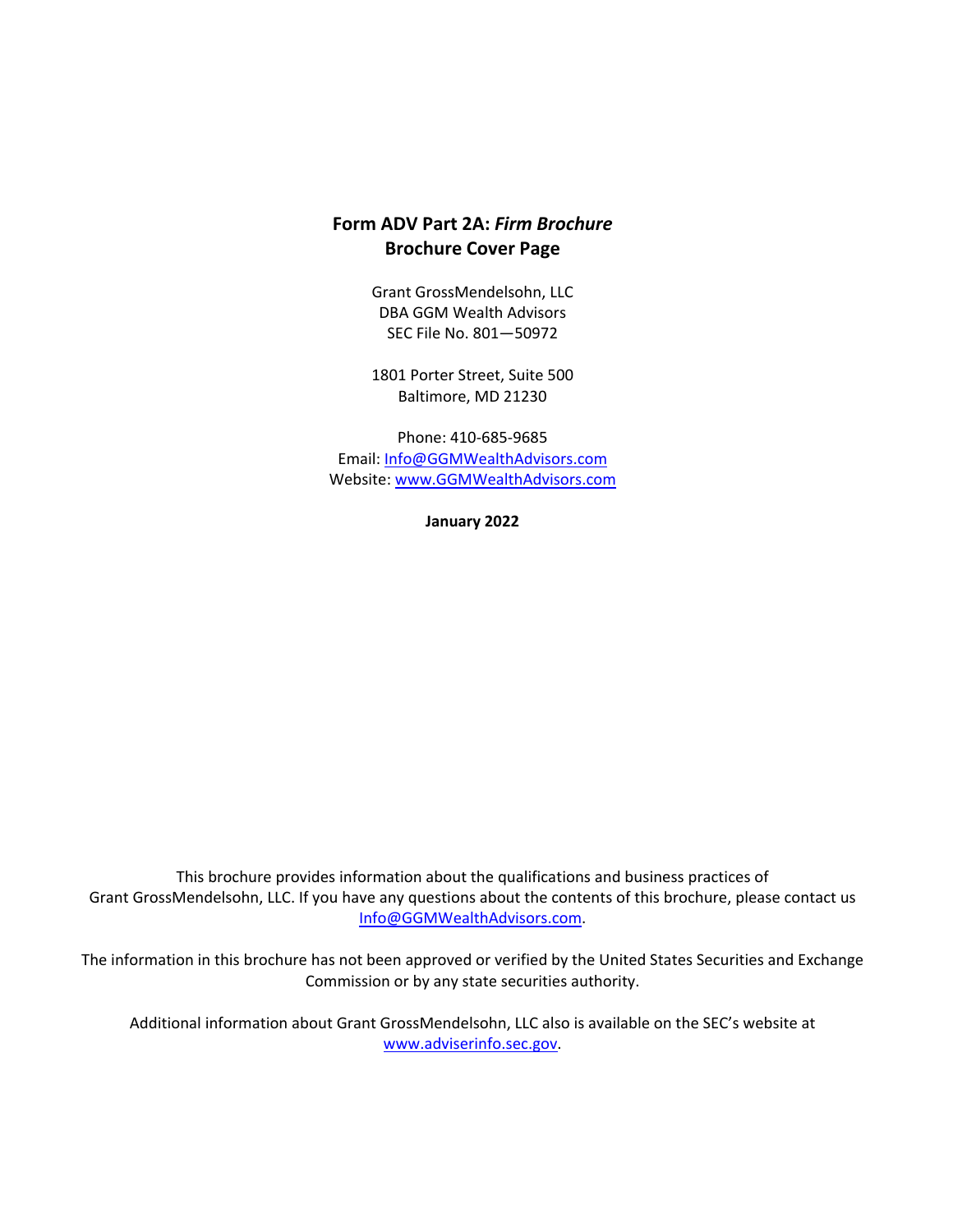# Form ADV Part 2A: *Firm Brochure*
## Brochure Cover Page

Grant GrossMendelsohn, LLC
DBA GGM Wealth Advisors
SEC File No. 801—50972

1801 Porter Street, Suite 500
Baltimore, MD 21230

Phone: 410-685-9685
Email: Info@GGMWealthAdvisors.com
Website: www.GGMWealthAdvisors.com

**January 2022**

This brochure provides information about the qualifications and business practices of Grant GrossMendelsohn, LLC. If you have any questions about the contents of this brochure, please contact us Info@GGMWealthAdvisors.com.

The information in this brochure has not been approved or verified by the United States Securities and Exchange Commission or by any state securities authority.

Additional information about Grant GrossMendelsohn, LLC also is available on the SEC's website at www.adviserinfo.sec.gov.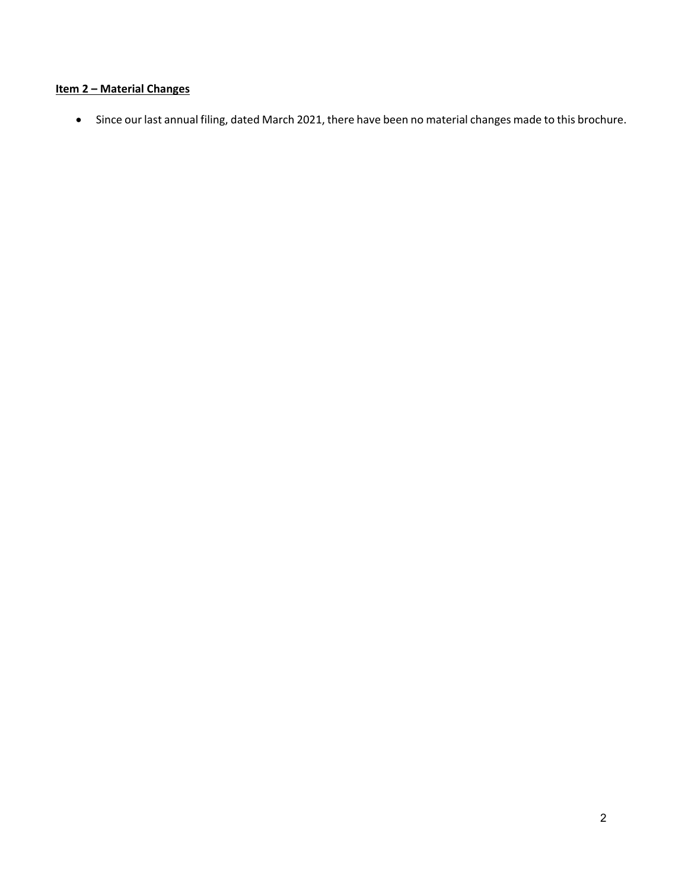## Item 2 – Material Changes

- Since our last annual filing, dated March 2021, there have been no material changes made to this brochure.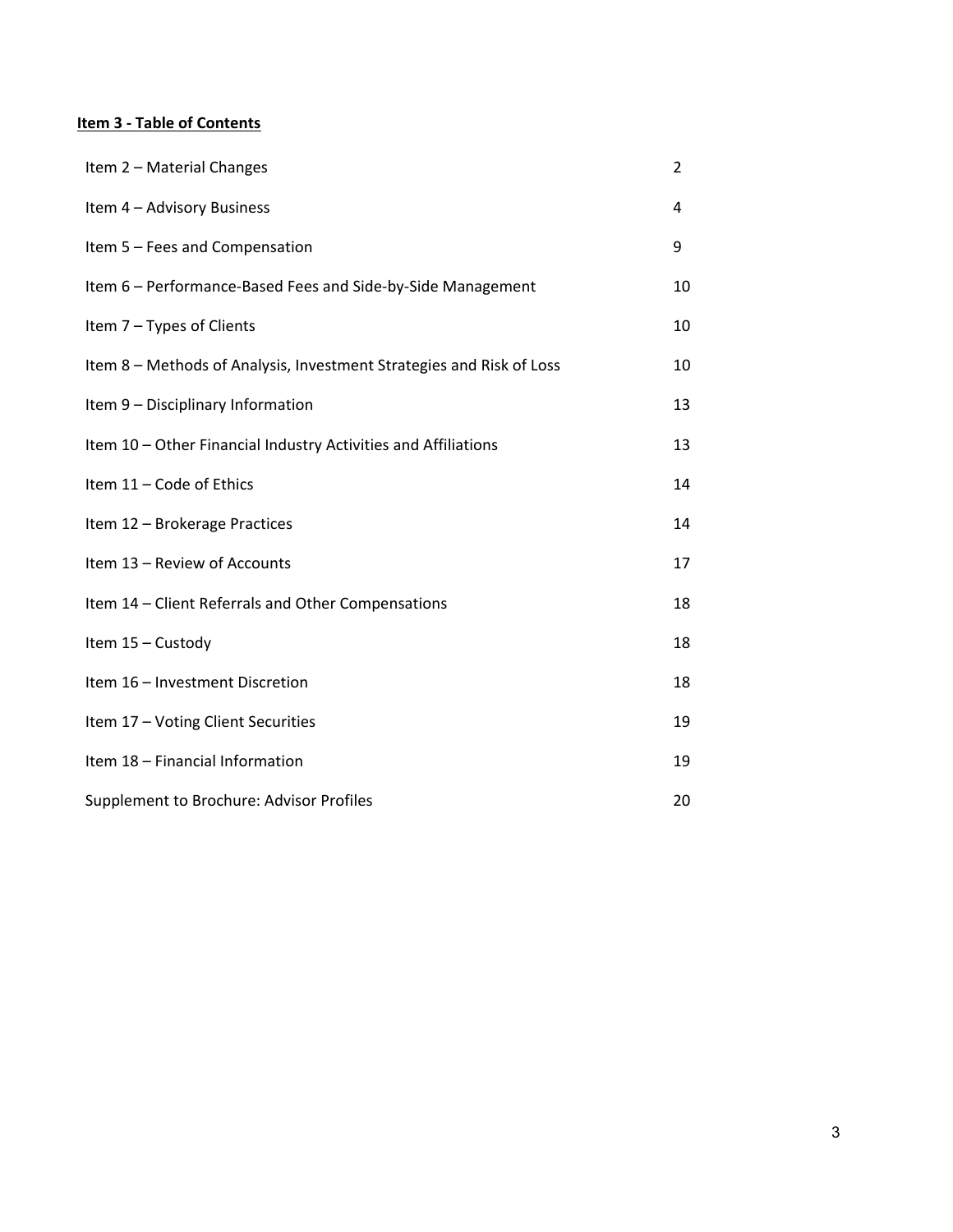## **Item 3 - Table of Contents**

| | |
|---|---|
| Item 2 – Material Changes | 2 |
| Item 4 – Advisory Business | 4 |
| Item 5 – Fees and Compensation | 9 |
| Item 6 – Performance-Based Fees and Side-by-Side Management | 10 |
| Item 7 – Types of Clients | 10 |
| Item 8 – Methods of Analysis, Investment Strategies and Risk of Loss | 10 |
| Item 9 – Disciplinary Information | 13 |
| Item 10 – Other Financial Industry Activities and Affiliations | 13 |
| Item 11 – Code of Ethics | 14 |
| Item 12 – Brokerage Practices | 14 |
| Item 13 – Review of Accounts | 17 |
| Item 14 – Client Referrals and Other Compensations | 18 |
| Item 15 – Custody | 18 |
| Item 16 – Investment Discretion | 18 |
| Item 17 – Voting Client Securities | 19 |
| Item 18 – Financial Information | 19 |
| Supplement to Brochure: Advisor Profiles | 20 |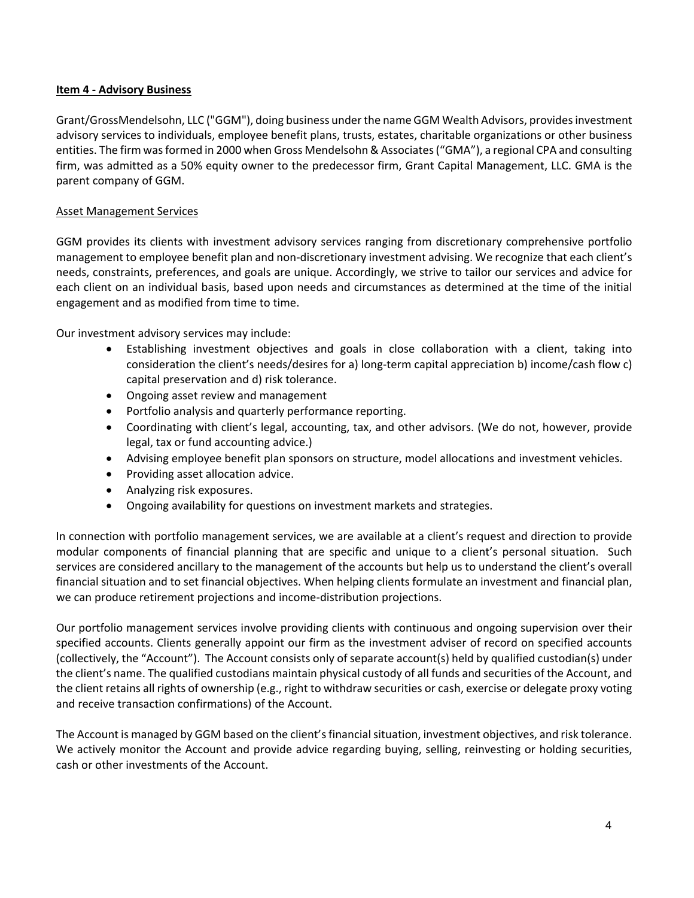## Item 4 - Advisory Business

Grant/GrossMendelsohn, LLC ("GGM"), doing business under the name GGM Wealth Advisors, provides investment advisory services to individuals, employee benefit plans, trusts, estates, charitable organizations or other business entities. The firm was formed in 2000 when Gross Mendelsohn & Associates ("GMA"), a regional CPA and consulting firm, was admitted as a 50% equity owner to the predecessor firm, Grant Capital Management, LLC. GMA is the parent company of GGM.

### Asset Management Services

GGM provides its clients with investment advisory services ranging from discretionary comprehensive portfolio management to employee benefit plan and non-discretionary investment advising. We recognize that each client's needs, constraints, preferences, and goals are unique. Accordingly, we strive to tailor our services and advice for each client on an individual basis, based upon needs and circumstances as determined at the time of the initial engagement and as modified from time to time.

Our investment advisory services may include:

- Establishing investment objectives and goals in close collaboration with a client, taking into consideration the client's needs/desires for a) long-term capital appreciation b) income/cash flow c) capital preservation and d) risk tolerance.
- Ongoing asset review and management
- Portfolio analysis and quarterly performance reporting.
- Coordinating with client's legal, accounting, tax, and other advisors. (We do not, however, provide legal, tax or fund accounting advice.)
- Advising employee benefit plan sponsors on structure, model allocations and investment vehicles.
- Providing asset allocation advice.
- Analyzing risk exposures.
- Ongoing availability for questions on investment markets and strategies.

In connection with portfolio management services, we are available at a client's request and direction to provide modular components of financial planning that are specific and unique to a client's personal situation. Such services are considered ancillary to the management of the accounts but help us to understand the client's overall financial situation and to set financial objectives. When helping clients formulate an investment and financial plan, we can produce retirement projections and income-distribution projections.

Our portfolio management services involve providing clients with continuous and ongoing supervision over their specified accounts. Clients generally appoint our firm as the investment adviser of record on specified accounts (collectively, the "Account"). The Account consists only of separate account(s) held by qualified custodian(s) under the client's name. The qualified custodians maintain physical custody of all funds and securities of the Account, and the client retains all rights of ownership (e.g., right to withdraw securities or cash, exercise or delegate proxy voting and receive transaction confirmations) of the Account.

The Account is managed by GGM based on the client's financial situation, investment objectives, and risk tolerance. We actively monitor the Account and provide advice regarding buying, selling, reinvesting or holding securities, cash or other investments of the Account.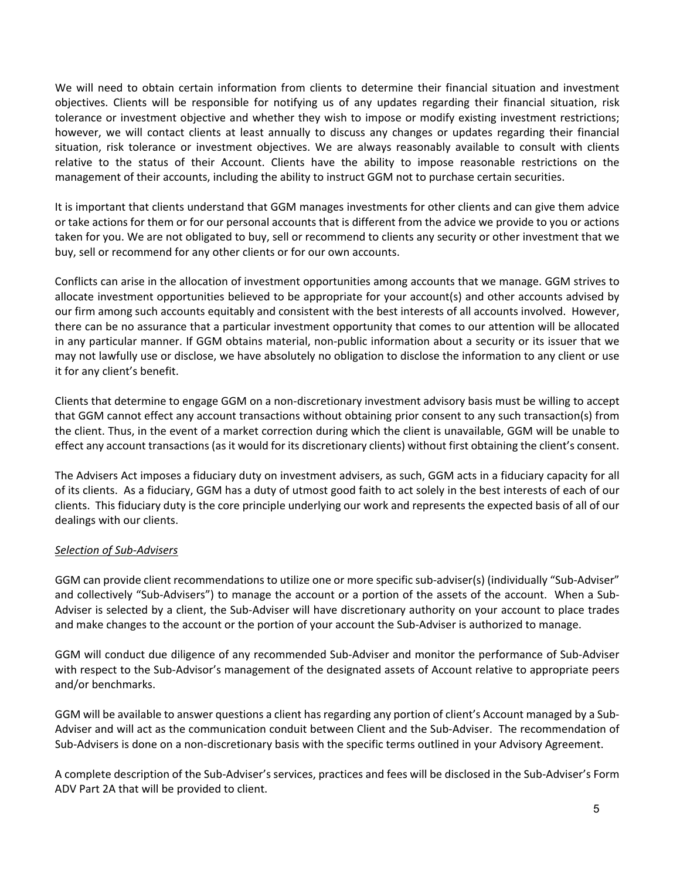We will need to obtain certain information from clients to determine their financial situation and investment objectives. Clients will be responsible for notifying us of any updates regarding their financial situation, risk tolerance or investment objective and whether they wish to impose or modify existing investment restrictions; however, we will contact clients at least annually to discuss any changes or updates regarding their financial situation, risk tolerance or investment objectives. We are always reasonably available to consult with clients relative to the status of their Account. Clients have the ability to impose reasonable restrictions on the management of their accounts, including the ability to instruct GGM not to purchase certain securities.

It is important that clients understand that GGM manages investments for other clients and can give them advice or take actions for them or for our personal accounts that is different from the advice we provide to you or actions taken for you. We are not obligated to buy, sell or recommend to clients any security or other investment that we buy, sell or recommend for any other clients or for our own accounts.

Conflicts can arise in the allocation of investment opportunities among accounts that we manage. GGM strives to allocate investment opportunities believed to be appropriate for your account(s) and other accounts advised by our firm among such accounts equitably and consistent with the best interests of all accounts involved. However, there can be no assurance that a particular investment opportunity that comes to our attention will be allocated in any particular manner. If GGM obtains material, non-public information about a security or its issuer that we may not lawfully use or disclose, we have absolutely no obligation to disclose the information to any client or use it for any client's benefit.

Clients that determine to engage GGM on a non-discretionary investment advisory basis must be willing to accept that GGM cannot effect any account transactions without obtaining prior consent to any such transaction(s) from the client. Thus, in the event of a market correction during which the client is unavailable, GGM will be unable to effect any account transactions (as it would for its discretionary clients) without first obtaining the client's consent.

The Advisers Act imposes a fiduciary duty on investment advisers, as such, GGM acts in a fiduciary capacity for all of its clients. As a fiduciary, GGM has a duty of utmost good faith to act solely in the best interests of each of our clients. This fiduciary duty is the core principle underlying our work and represents the expected basis of all of our dealings with our clients.

*Selection of Sub-Advisers*

GGM can provide client recommendations to utilize one or more specific sub-adviser(s) (individually "Sub-Adviser" and collectively "Sub-Advisers") to manage the account or a portion of the assets of the account. When a Sub-Adviser is selected by a client, the Sub-Adviser will have discretionary authority on your account to place trades and make changes to the account or the portion of your account the Sub-Adviser is authorized to manage.

GGM will conduct due diligence of any recommended Sub-Adviser and monitor the performance of Sub-Adviser with respect to the Sub-Advisor's management of the designated assets of Account relative to appropriate peers and/or benchmarks.

GGM will be available to answer questions a client has regarding any portion of client's Account managed by a Sub-Adviser and will act as the communication conduit between Client and the Sub-Adviser. The recommendation of Sub-Advisers is done on a non-discretionary basis with the specific terms outlined in your Advisory Agreement.

A complete description of the Sub-Adviser's services, practices and fees will be disclosed in the Sub-Adviser's Form ADV Part 2A that will be provided to client.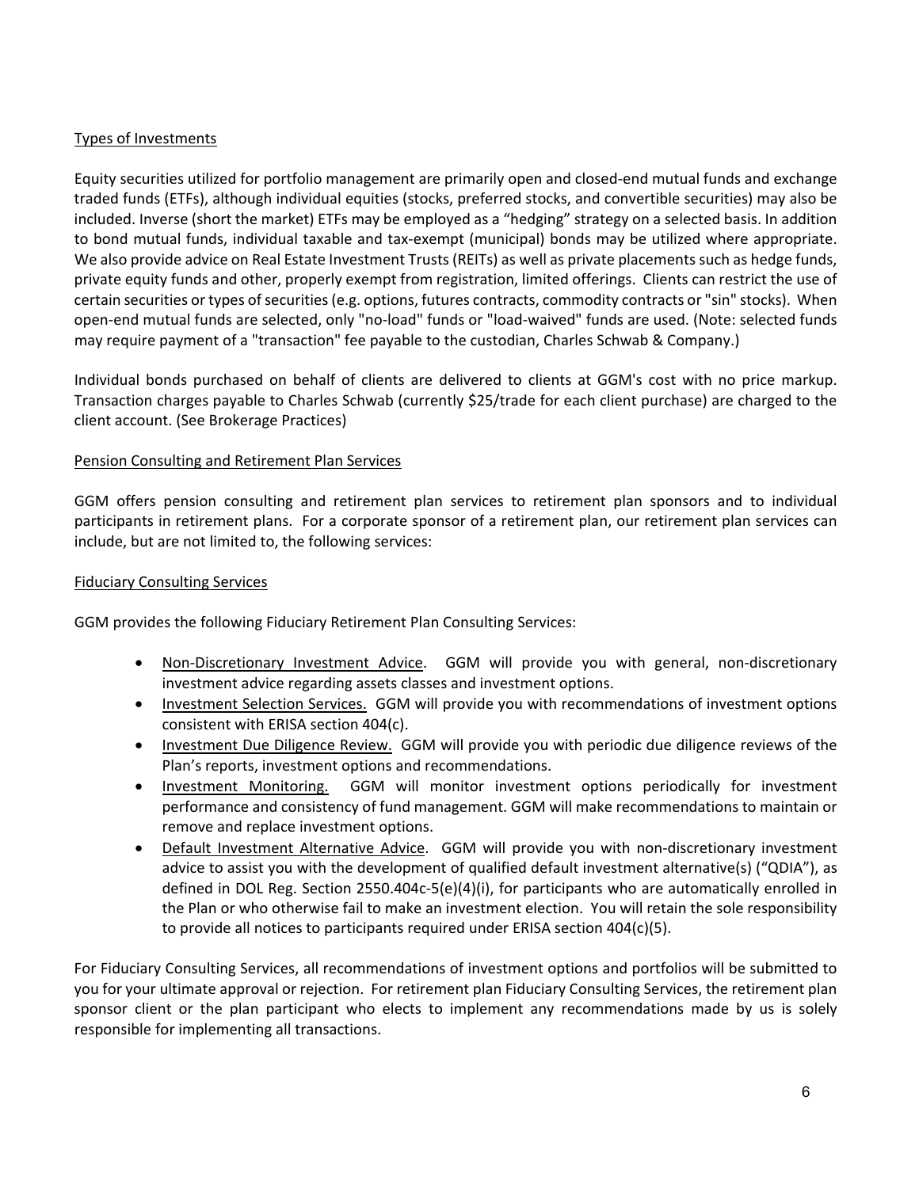Types of Investments

Equity securities utilized for portfolio management are primarily open and closed-end mutual funds and exchange traded funds (ETFs), although individual equities (stocks, preferred stocks, and convertible securities) may also be included. Inverse (short the market) ETFs may be employed as a "hedging" strategy on a selected basis. In addition to bond mutual funds, individual taxable and tax-exempt (municipal) bonds may be utilized where appropriate. We also provide advice on Real Estate Investment Trusts (REITs) as well as private placements such as hedge funds, private equity funds and other, properly exempt from registration, limited offerings. Clients can restrict the use of certain securities or types of securities (e.g. options, futures contracts, commodity contracts or "sin" stocks). When open-end mutual funds are selected, only "no-load" funds or "load-waived" funds are used. (Note: selected funds may require payment of a "transaction" fee payable to the custodian, Charles Schwab & Company.)

Individual bonds purchased on behalf of clients are delivered to clients at GGM's cost with no price markup. Transaction charges payable to Charles Schwab (currently $25/trade for each client purchase) are charged to the client account. (See Brokerage Practices)

Pension Consulting and Retirement Plan Services

GGM offers pension consulting and retirement plan services to retirement plan sponsors and to individual participants in retirement plans. For a corporate sponsor of a retirement plan, our retirement plan services can include, but are not limited to, the following services:

Fiduciary Consulting Services

GGM provides the following Fiduciary Retirement Plan Consulting Services:

- Non-Discretionary Investment Advice. GGM will provide you with general, non-discretionary investment advice regarding assets classes and investment options.
- Investment Selection Services. GGM will provide you with recommendations of investment options consistent with ERISA section 404(c).
- Investment Due Diligence Review. GGM will provide you with periodic due diligence reviews of the Plan's reports, investment options and recommendations.
- Investment Monitoring. GGM will monitor investment options periodically for investment performance and consistency of fund management. GGM will make recommendations to maintain or remove and replace investment options.
- Default Investment Alternative Advice. GGM will provide you with non-discretionary investment advice to assist you with the development of qualified default investment alternative(s) ("QDIA"), as defined in DOL Reg. Section 2550.404c-5(e)(4)(i), for participants who are automatically enrolled in the Plan or who otherwise fail to make an investment election. You will retain the sole responsibility to provide all notices to participants required under ERISA section 404(c)(5).

For Fiduciary Consulting Services, all recommendations of investment options and portfolios will be submitted to you for your ultimate approval or rejection. For retirement plan Fiduciary Consulting Services, the retirement plan sponsor client or the plan participant who elects to implement any recommendations made by us is solely responsible for implementing all transactions.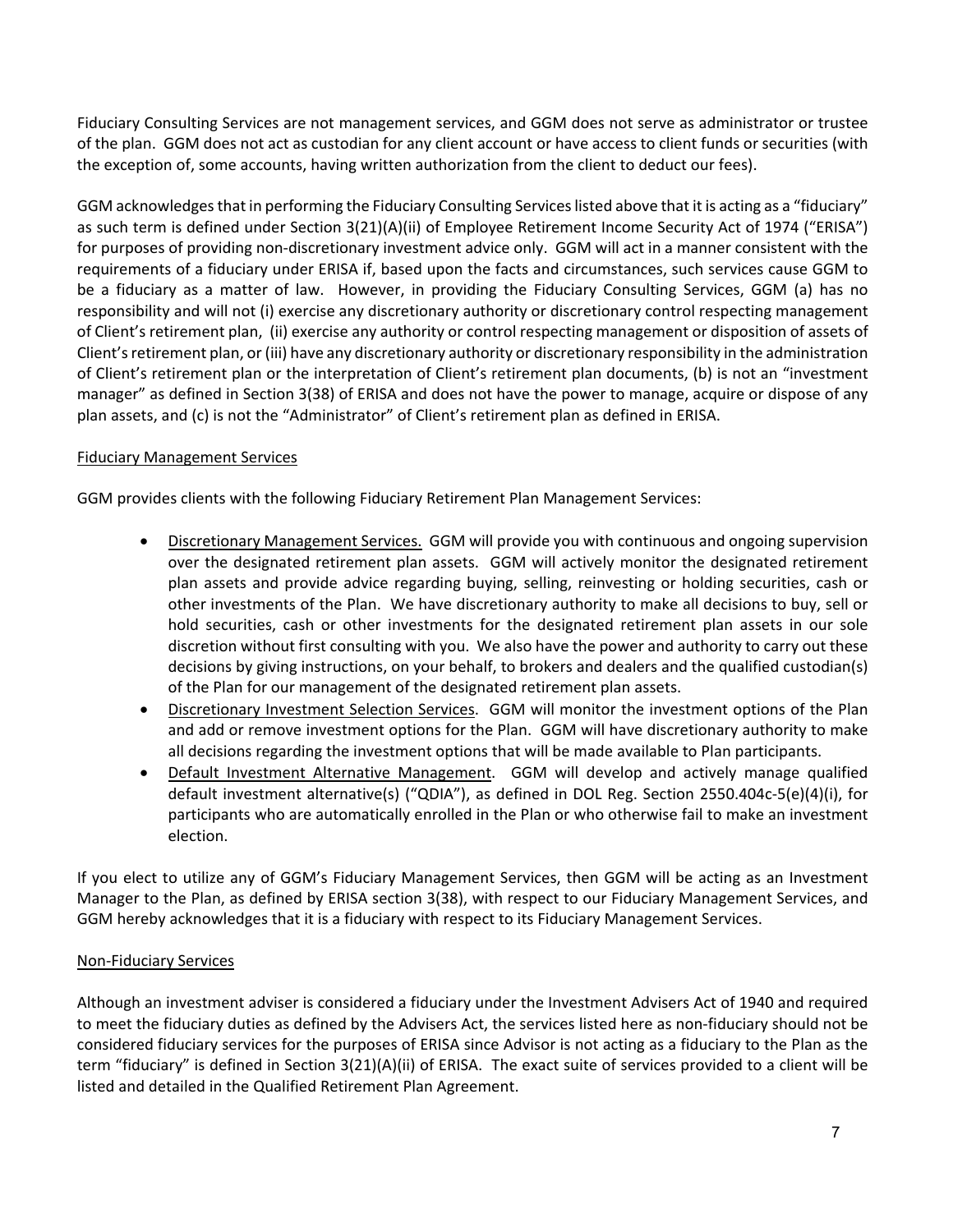Fiduciary Consulting Services are not management services, and GGM does not serve as administrator or trustee of the plan. GGM does not act as custodian for any client account or have access to client funds or securities (with the exception of, some accounts, having written authorization from the client to deduct our fees).

GGM acknowledges that in performing the Fiduciary Consulting Services listed above that it is acting as a "fiduciary" as such term is defined under Section 3(21)(A)(ii) of Employee Retirement Income Security Act of 1974 ("ERISA") for purposes of providing non-discretionary investment advice only. GGM will act in a manner consistent with the requirements of a fiduciary under ERISA if, based upon the facts and circumstances, such services cause GGM to be a fiduciary as a matter of law. However, in providing the Fiduciary Consulting Services, GGM (a) has no responsibility and will not (i) exercise any discretionary authority or discretionary control respecting management of Client's retirement plan, (ii) exercise any authority or control respecting management or disposition of assets of Client's retirement plan, or (iii) have any discretionary authority or discretionary responsibility in the administration of Client's retirement plan or the interpretation of Client's retirement plan documents, (b) is not an "investment manager" as defined in Section 3(38) of ERISA and does not have the power to manage, acquire or dispose of any plan assets, and (c) is not the "Administrator" of Client's retirement plan as defined in ERISA.

Fiduciary Management Services

GGM provides clients with the following Fiduciary Retirement Plan Management Services:

- Discretionary Management Services. GGM will provide you with continuous and ongoing supervision over the designated retirement plan assets. GGM will actively monitor the designated retirement plan assets and provide advice regarding buying, selling, reinvesting or holding securities, cash or other investments of the Plan. We have discretionary authority to make all decisions to buy, sell or hold securities, cash or other investments for the designated retirement plan assets in our sole discretion without first consulting with you. We also have the power and authority to carry out these decisions by giving instructions, on your behalf, to brokers and dealers and the qualified custodian(s) of the Plan for our management of the designated retirement plan assets.
- Discretionary Investment Selection Services. GGM will monitor the investment options of the Plan and add or remove investment options for the Plan. GGM will have discretionary authority to make all decisions regarding the investment options that will be made available to Plan participants.
- Default Investment Alternative Management. GGM will develop and actively manage qualified default investment alternative(s) ("QDIA"), as defined in DOL Reg. Section 2550.404c-5(e)(4)(i), for participants who are automatically enrolled in the Plan or who otherwise fail to make an investment election.

If you elect to utilize any of GGM's Fiduciary Management Services, then GGM will be acting as an Investment Manager to the Plan, as defined by ERISA section 3(38), with respect to our Fiduciary Management Services, and GGM hereby acknowledges that it is a fiduciary with respect to its Fiduciary Management Services.

Non-Fiduciary Services

Although an investment adviser is considered a fiduciary under the Investment Advisers Act of 1940 and required to meet the fiduciary duties as defined by the Advisers Act, the services listed here as non-fiduciary should not be considered fiduciary services for the purposes of ERISA since Advisor is not acting as a fiduciary to the Plan as the term "fiduciary" is defined in Section 3(21)(A)(ii) of ERISA. The exact suite of services provided to a client will be listed and detailed in the Qualified Retirement Plan Agreement.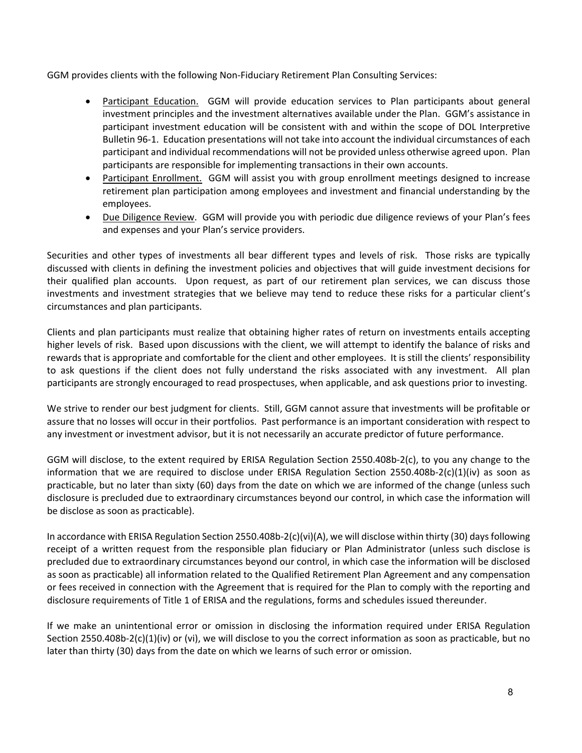GGM provides clients with the following Non-Fiduciary Retirement Plan Consulting Services:

- Participant Education. GGM will provide education services to Plan participants about general investment principles and the investment alternatives available under the Plan. GGM's assistance in participant investment education will be consistent with and within the scope of DOL Interpretive Bulletin 96-1. Education presentations will not take into account the individual circumstances of each participant and individual recommendations will not be provided unless otherwise agreed upon. Plan participants are responsible for implementing transactions in their own accounts.
- Participant Enrollment. GGM will assist you with group enrollment meetings designed to increase retirement plan participation among employees and investment and financial understanding by the employees.
- Due Diligence Review. GGM will provide you with periodic due diligence reviews of your Plan's fees and expenses and your Plan's service providers.

Securities and other types of investments all bear different types and levels of risk. Those risks are typically discussed with clients in defining the investment policies and objectives that will guide investment decisions for their qualified plan accounts. Upon request, as part of our retirement plan services, we can discuss those investments and investment strategies that we believe may tend to reduce these risks for a particular client's circumstances and plan participants.

Clients and plan participants must realize that obtaining higher rates of return on investments entails accepting higher levels of risk. Based upon discussions with the client, we will attempt to identify the balance of risks and rewards that is appropriate and comfortable for the client and other employees. It is still the clients' responsibility to ask questions if the client does not fully understand the risks associated with any investment. All plan participants are strongly encouraged to read prospectuses, when applicable, and ask questions prior to investing.

We strive to render our best judgment for clients. Still, GGM cannot assure that investments will be profitable or assure that no losses will occur in their portfolios. Past performance is an important consideration with respect to any investment or investment advisor, but it is not necessarily an accurate predictor of future performance.

GGM will disclose, to the extent required by ERISA Regulation Section 2550.408b-2(c), to you any change to the information that we are required to disclose under ERISA Regulation Section 2550.408b-2(c)(1)(iv) as soon as practicable, but no later than sixty (60) days from the date on which we are informed of the change (unless such disclosure is precluded due to extraordinary circumstances beyond our control, in which case the information will be disclose as soon as practicable).

In accordance with ERISA Regulation Section 2550.408b-2(c)(vi)(A), we will disclose within thirty (30) days following receipt of a written request from the responsible plan fiduciary or Plan Administrator (unless such disclose is precluded due to extraordinary circumstances beyond our control, in which case the information will be disclosed as soon as practicable) all information related to the Qualified Retirement Plan Agreement and any compensation or fees received in connection with the Agreement that is required for the Plan to comply with the reporting and disclosure requirements of Title 1 of ERISA and the regulations, forms and schedules issued thereunder.

If we make an unintentional error or omission in disclosing the information required under ERISA Regulation Section 2550.408b-2(c)(1)(iv) or (vi), we will disclose to you the correct information as soon as practicable, but no later than thirty (30) days from the date on which we learns of such error or omission.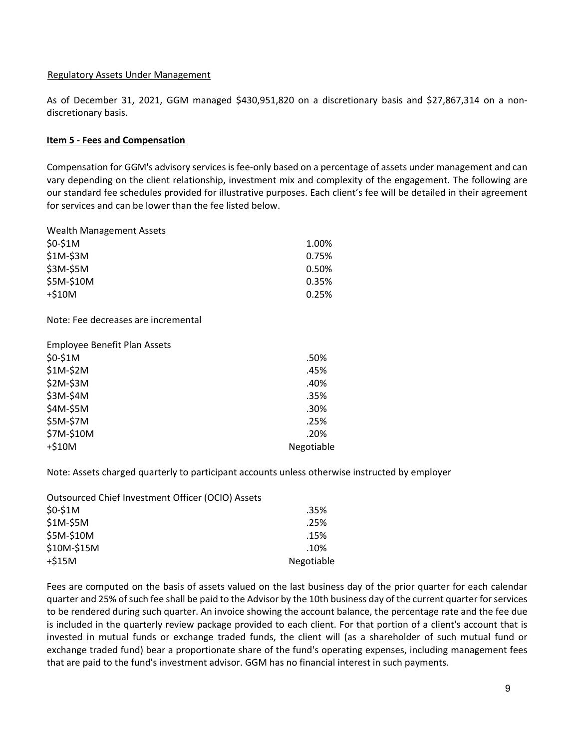Regulatory Assets Under Management

As of December 31, 2021, GGM managed $430,951,820 on a discretionary basis and $27,867,314 on a non-discretionary basis.

**Item 5 - Fees and Compensation**

Compensation for GGM's advisory services is fee-only based on a percentage of assets under management and can vary depending on the client relationship, investment mix and complexity of the engagement. The following are our standard fee schedules provided for illustrative purposes. Each client's fee will be detailed in their agreement for services and can be lower than the fee listed below.

| Wealth Management Assets | |
|---|---|
| $0-$1M | 1.00% |
| $1M-$3M | 0.75% |
| $3M-$5M | 0.50% |
| $5M-$10M | 0.35% |
| +$10M | 0.25% |

Note: Fee decreases are incremental

| Employee Benefit Plan Assets | |
|---|---|
| $0-$1M | .50% |
| $1M-$2M | .45% |
| $2M-$3M | .40% |
| $3M-$4M | .35% |
| $4M-$5M | .30% |
| $5M-$7M | .25% |
| $7M-$10M | .20% |
| +$10M | Negotiable |

Note: Assets charged quarterly to participant accounts unless otherwise instructed by employer

| Outsourced Chief Investment Officer (OCIO) Assets | |
|---|---|
| $0-$1M | .35% |
| $1M-$5M | .25% |
| $5M-$10M | .15% |
| $10M-$15M | .10% |
| +$15M | Negotiable |

Fees are computed on the basis of assets valued on the last business day of the prior quarter for each calendar quarter and 25% of such fee shall be paid to the Advisor by the 10th business day of the current quarter for services to be rendered during such quarter. An invoice showing the account balance, the percentage rate and the fee due is included in the quarterly review package provided to each client. For that portion of a client's account that is invested in mutual funds or exchange traded funds, the client will (as a shareholder of such mutual fund or exchange traded fund) bear a proportionate share of the fund's operating expenses, including management fees that are paid to the fund's investment advisor. GGM has no financial interest in such payments.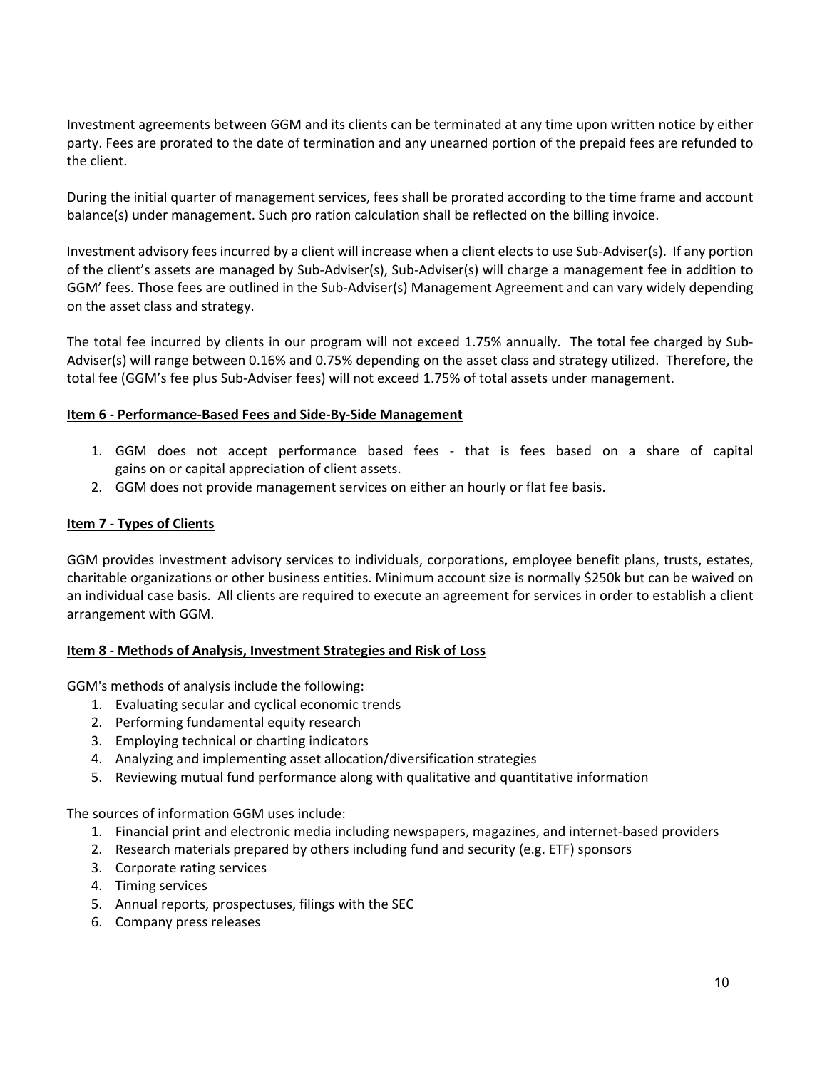Investment agreements between GGM and its clients can be terminated at any time upon written notice by either party. Fees are prorated to the date of termination and any unearned portion of the prepaid fees are refunded to the client.

During the initial quarter of management services, fees shall be prorated according to the time frame and account balance(s) under management. Such pro ration calculation shall be reflected on the billing invoice.

Investment advisory fees incurred by a client will increase when a client elects to use Sub-Adviser(s). If any portion of the client's assets are managed by Sub-Adviser(s), Sub-Adviser(s) will charge a management fee in addition to GGM' fees. Those fees are outlined in the Sub-Adviser(s) Management Agreement and can vary widely depending on the asset class and strategy.

The total fee incurred by clients in our program will not exceed 1.75% annually. The total fee charged by Sub-Adviser(s) will range between 0.16% and 0.75% depending on the asset class and strategy utilized. Therefore, the total fee (GGM's fee plus Sub-Adviser fees) will not exceed 1.75% of total assets under management.

## Item 6 - Performance-Based Fees and Side-By-Side Management

1. GGM does not accept performance based fees - that is fees based on a share of capital gains on or capital appreciation of client assets.
2. GGM does not provide management services on either an hourly or flat fee basis.

## Item 7 - Types of Clients

GGM provides investment advisory services to individuals, corporations, employee benefit plans, trusts, estates, charitable organizations or other business entities. Minimum account size is normally $250k but can be waived on an individual case basis. All clients are required to execute an agreement for services in order to establish a client arrangement with GGM.

## Item 8 - Methods of Analysis, Investment Strategies and Risk of Loss

GGM's methods of analysis include the following:

1. Evaluating secular and cyclical economic trends
2. Performing fundamental equity research
3. Employing technical or charting indicators
4. Analyzing and implementing asset allocation/diversification strategies
5. Reviewing mutual fund performance along with qualitative and quantitative information

The sources of information GGM uses include:

1. Financial print and electronic media including newspapers, magazines, and internet-based providers
2. Research materials prepared by others including fund and security (e.g. ETF) sponsors
3. Corporate rating services
4. Timing services
5. Annual reports, prospectuses, filings with the SEC
6. Company press releases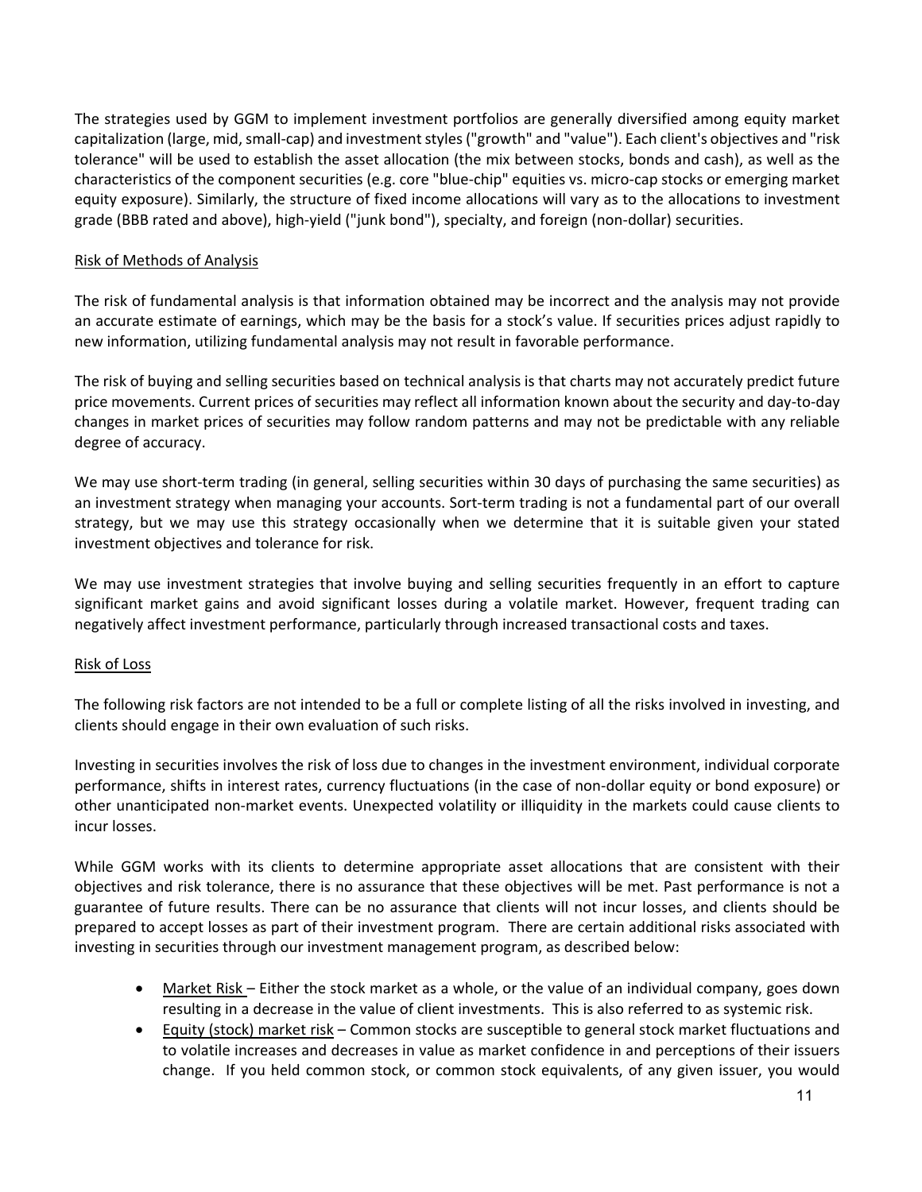The strategies used by GGM to implement investment portfolios are generally diversified among equity market capitalization (large, mid, small-cap) and investment styles ("growth" and "value"). Each client's objectives and "risk tolerance" will be used to establish the asset allocation (the mix between stocks, bonds and cash), as well as the characteristics of the component securities (e.g. core "blue-chip" equities vs. micro-cap stocks or emerging market equity exposure). Similarly, the structure of fixed income allocations will vary as to the allocations to investment grade (BBB rated and above), high-yield ("junk bond"), specialty, and foreign (non-dollar) securities.

Risk of Methods of Analysis

The risk of fundamental analysis is that information obtained may be incorrect and the analysis may not provide an accurate estimate of earnings, which may be the basis for a stock's value. If securities prices adjust rapidly to new information, utilizing fundamental analysis may not result in favorable performance.

The risk of buying and selling securities based on technical analysis is that charts may not accurately predict future price movements. Current prices of securities may reflect all information known about the security and day-to-day changes in market prices of securities may follow random patterns and may not be predictable with any reliable degree of accuracy.

We may use short-term trading (in general, selling securities within 30 days of purchasing the same securities) as an investment strategy when managing your accounts. Sort-term trading is not a fundamental part of our overall strategy, but we may use this strategy occasionally when we determine that it is suitable given your stated investment objectives and tolerance for risk.

We may use investment strategies that involve buying and selling securities frequently in an effort to capture significant market gains and avoid significant losses during a volatile market. However, frequent trading can negatively affect investment performance, particularly through increased transactional costs and taxes.

Risk of Loss

The following risk factors are not intended to be a full or complete listing of all the risks involved in investing, and clients should engage in their own evaluation of such risks.

Investing in securities involves the risk of loss due to changes in the investment environment, individual corporate performance, shifts in interest rates, currency fluctuations (in the case of non-dollar equity or bond exposure) or other unanticipated non-market events. Unexpected volatility or illiquidity in the markets could cause clients to incur losses.

While GGM works with its clients to determine appropriate asset allocations that are consistent with their objectives and risk tolerance, there is no assurance that these objectives will be met. Past performance is not a guarantee of future results. There can be no assurance that clients will not incur losses, and clients should be prepared to accept losses as part of their investment program. There are certain additional risks associated with investing in securities through our investment management program, as described below:

- Market Risk – Either the stock market as a whole, or the value of an individual company, goes down resulting in a decrease in the value of client investments. This is also referred to as systemic risk.
- Equity (stock) market risk – Common stocks are susceptible to general stock market fluctuations and to volatile increases and decreases in value as market confidence in and perceptions of their issuers change. If you held common stock, or common stock equivalents, of any given issuer, you would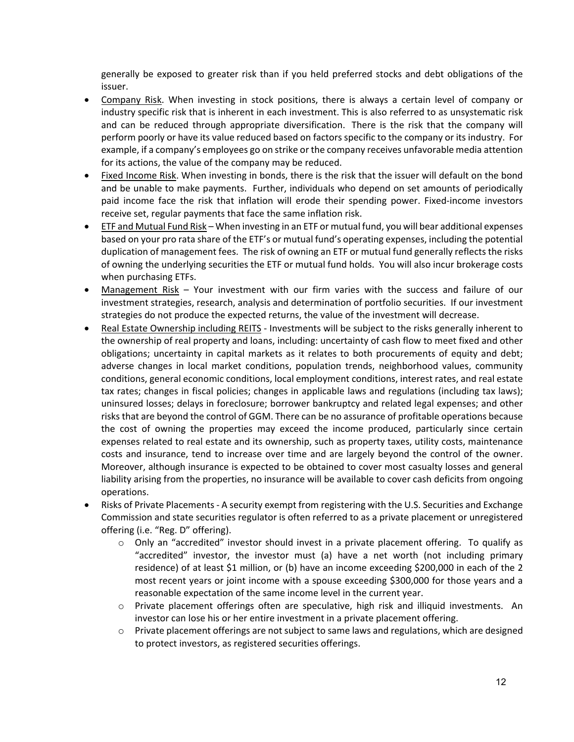generally be exposed to greater risk than if you held preferred stocks and debt obligations of the issuer.

- Company Risk. When investing in stock positions, there is always a certain level of company or industry specific risk that is inherent in each investment. This is also referred to as unsystematic risk and can be reduced through appropriate diversification. There is the risk that the company will perform poorly or have its value reduced based on factors specific to the company or its industry. For example, if a company's employees go on strike or the company receives unfavorable media attention for its actions, the value of the company may be reduced.
- Fixed Income Risk. When investing in bonds, there is the risk that the issuer will default on the bond and be unable to make payments. Further, individuals who depend on set amounts of periodically paid income face the risk that inflation will erode their spending power. Fixed-income investors receive set, regular payments that face the same inflation risk.
- ETF and Mutual Fund Risk – When investing in an ETF or mutual fund, you will bear additional expenses based on your pro rata share of the ETF's or mutual fund's operating expenses, including the potential duplication of management fees. The risk of owning an ETF or mutual fund generally reflects the risks of owning the underlying securities the ETF or mutual fund holds. You will also incur brokerage costs when purchasing ETFs.
- Management Risk – Your investment with our firm varies with the success and failure of our investment strategies, research, analysis and determination of portfolio securities. If our investment strategies do not produce the expected returns, the value of the investment will decrease.
- Real Estate Ownership including REITS - Investments will be subject to the risks generally inherent to the ownership of real property and loans, including: uncertainty of cash flow to meet fixed and other obligations; uncertainty in capital markets as it relates to both procurements of equity and debt; adverse changes in local market conditions, population trends, neighborhood values, community conditions, general economic conditions, local employment conditions, interest rates, and real estate tax rates; changes in fiscal policies; changes in applicable laws and regulations (including tax laws); uninsured losses; delays in foreclosure; borrower bankruptcy and related legal expenses; and other risks that are beyond the control of GGM. There can be no assurance of profitable operations because the cost of owning the properties may exceed the income produced, particularly since certain expenses related to real estate and its ownership, such as property taxes, utility costs, maintenance costs and insurance, tend to increase over time and are largely beyond the control of the owner. Moreover, although insurance is expected to be obtained to cover most casualty losses and general liability arising from the properties, no insurance will be available to cover cash deficits from ongoing operations.
- Risks of Private Placements - A security exempt from registering with the U.S. Securities and Exchange Commission and state securities regulator is often referred to as a private placement or unregistered offering (i.e. "Reg. D" offering).
  - Only an "accredited" investor should invest in a private placement offering. To qualify as "accredited" investor, the investor must (a) have a net worth (not including primary residence) of at least $1 million, or (b) have an income exceeding $200,000 in each of the 2 most recent years or joint income with a spouse exceeding $300,000 for those years and a reasonable expectation of the same income level in the current year.
  - Private placement offerings often are speculative, high risk and illiquid investments. An investor can lose his or her entire investment in a private placement offering.
  - Private placement offerings are not subject to same laws and regulations, which are designed to protect investors, as registered securities offerings.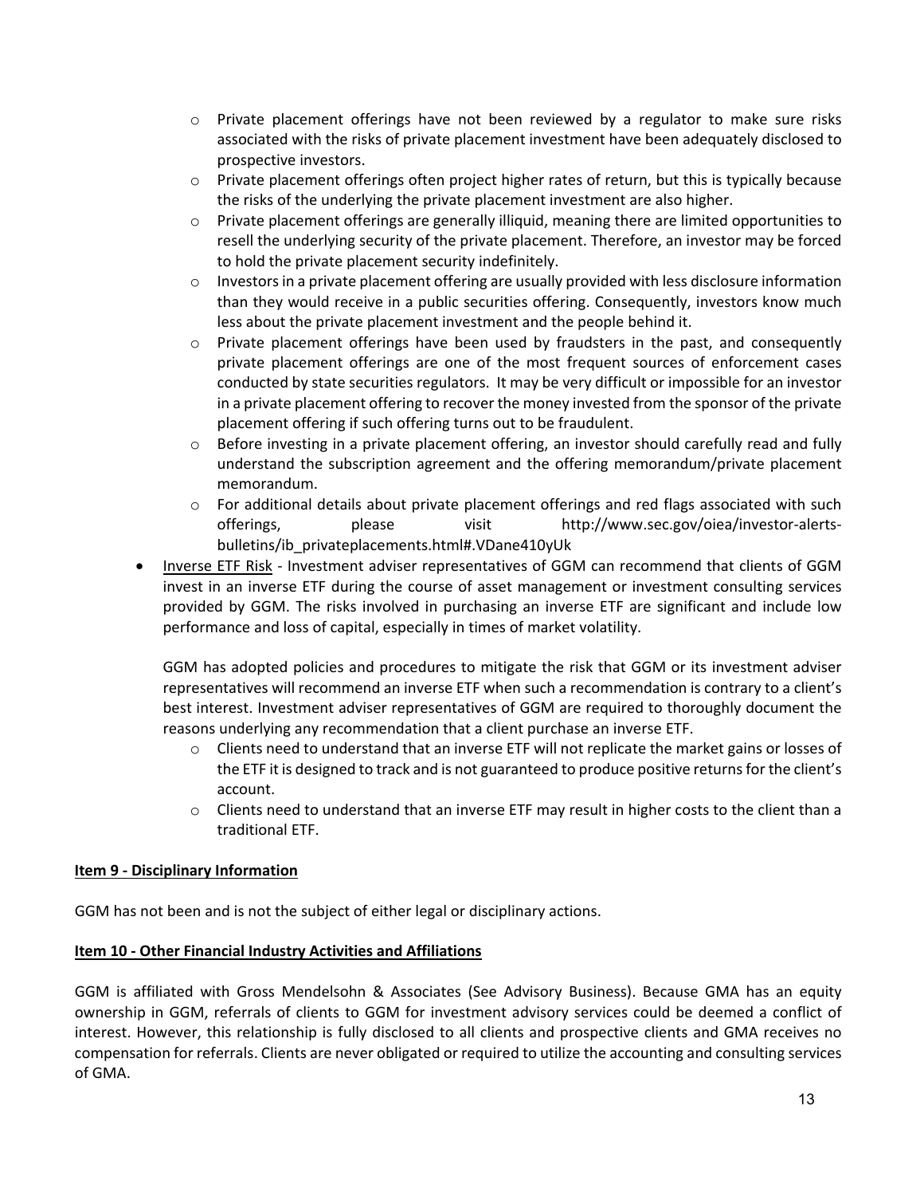- Private placement offerings have not been reviewed by a regulator to make sure risks associated with the risks of private placement investment have been adequately disclosed to prospective investors.
- Private placement offerings often project higher rates of return, but this is typically because the risks of the underlying the private placement investment are also higher.
- Private placement offerings are generally illiquid, meaning there are limited opportunities to resell the underlying security of the private placement. Therefore, an investor may be forced to hold the private placement security indefinitely.
- Investors in a private placement offering are usually provided with less disclosure information than they would receive in a public securities offering. Consequently, investors know much less about the private placement investment and the people behind it.
- Private placement offerings have been used by fraudsters in the past, and consequently private placement offerings are one of the most frequent sources of enforcement cases conducted by state securities regulators. It may be very difficult or impossible for an investor in a private placement offering to recover the money invested from the sponsor of the private placement offering if such offering turns out to be fraudulent.
- Before investing in a private placement offering, an investor should carefully read and fully understand the subscription agreement and the offering memorandum/private placement memorandum.
- For additional details about private placement offerings and red flags associated with such offerings, please visit http://www.sec.gov/oiea/investor-alerts-bulletins/ib_privateplacements.html#.VDane410yUk

- Inverse ETF Risk - Investment adviser representatives of GGM can recommend that clients of GGM invest in an inverse ETF during the course of asset management or investment consulting services provided by GGM. The risks involved in purchasing an inverse ETF are significant and include low performance and loss of capital, especially in times of market volatility.

  GGM has adopted policies and procedures to mitigate the risk that GGM or its investment adviser representatives will recommend an inverse ETF when such a recommendation is contrary to a client's best interest. Investment adviser representatives of GGM are required to thoroughly document the reasons underlying any recommendation that a client purchase an inverse ETF.
  - Clients need to understand that an inverse ETF will not replicate the market gains or losses of the ETF it is designed to track and is not guaranteed to produce positive returns for the client's account.
  - Clients need to understand that an inverse ETF may result in higher costs to the client than a traditional ETF.

## Item 9 - Disciplinary Information

GGM has not been and is not the subject of either legal or disciplinary actions.

## Item 10 - Other Financial Industry Activities and Affiliations

GGM is affiliated with Gross Mendelsohn & Associates (See Advisory Business). Because GMA has an equity ownership in GGM, referrals of clients to GGM for investment advisory services could be deemed a conflict of interest. However, this relationship is fully disclosed to all clients and prospective clients and GMA receives no compensation for referrals. Clients are never obligated or required to utilize the accounting and consulting services of GMA.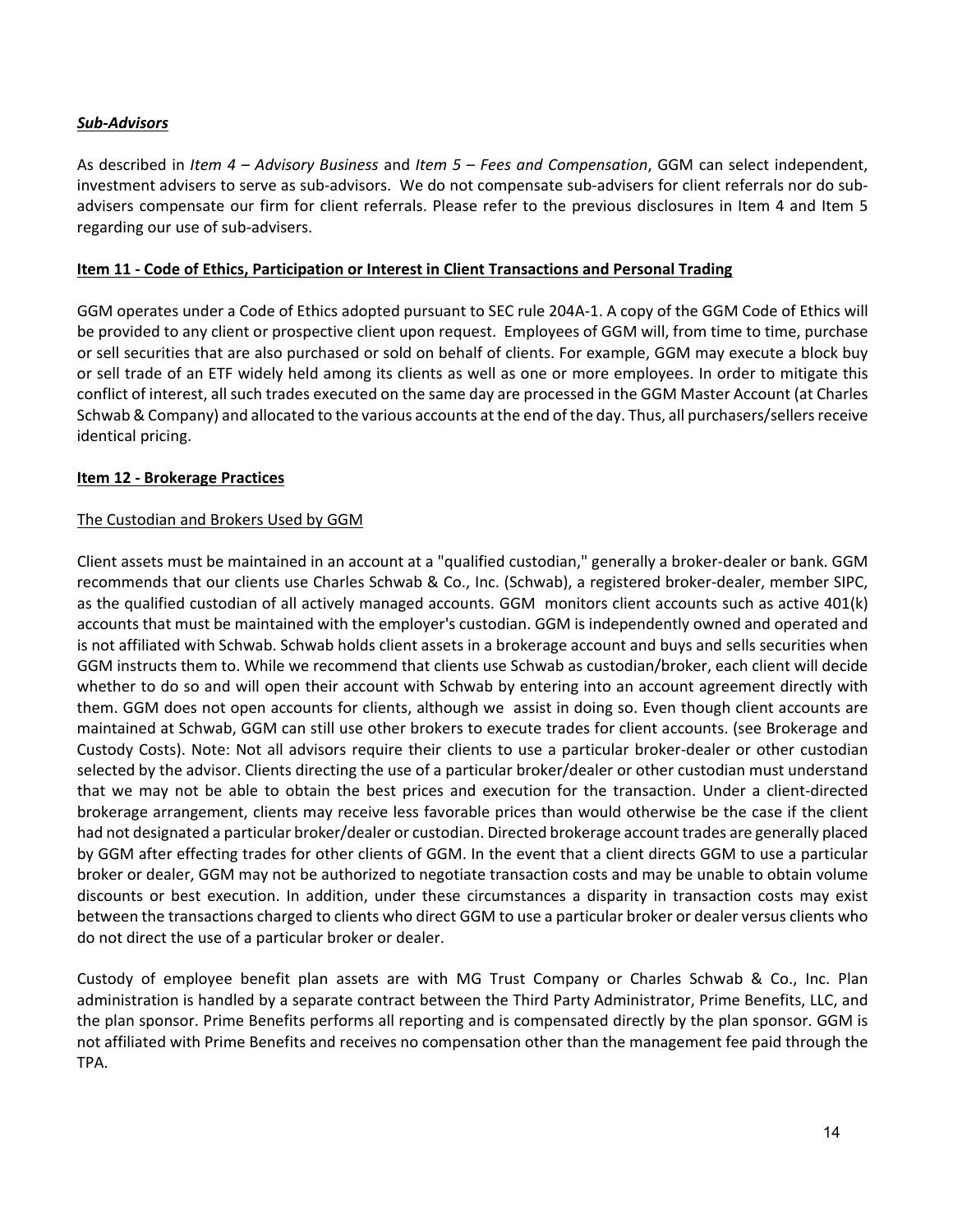***Sub-Advisors***

As described in *Item 4 – Advisory Business* and *Item 5 – Fees and Compensation*, GGM can select independent, investment advisers to serve as sub-advisors. We do not compensate sub-advisers for client referrals nor do sub-advisers compensate our firm for client referrals. Please refer to the previous disclosures in Item 4 and Item 5 regarding our use of sub-advisers.

## Item 11 - Code of Ethics, Participation or Interest in Client Transactions and Personal Trading

GGM operates under a Code of Ethics adopted pursuant to SEC rule 204A-1. A copy of the GGM Code of Ethics will be provided to any client or prospective client upon request. Employees of GGM will, from time to time, purchase or sell securities that are also purchased or sold on behalf of clients. For example, GGM may execute a block buy or sell trade of an ETF widely held among its clients as well as one or more employees. In order to mitigate this conflict of interest, all such trades executed on the same day are processed in the GGM Master Account (at Charles Schwab & Company) and allocated to the various accounts at the end of the day. Thus, all purchasers/sellers receive identical pricing.

## Item 12 - Brokerage Practices

### The Custodian and Brokers Used by GGM

Client assets must be maintained in an account at a "qualified custodian," generally a broker-dealer or bank. GGM recommends that our clients use Charles Schwab & Co., Inc. (Schwab), a registered broker-dealer, member SIPC, as the qualified custodian of all actively managed accounts. GGM monitors client accounts such as active 401(k) accounts that must be maintained with the employer's custodian. GGM is independently owned and operated and is not affiliated with Schwab. Schwab holds client assets in a brokerage account and buys and sells securities when GGM instructs them to. While we recommend that clients use Schwab as custodian/broker, each client will decide whether to do so and will open their account with Schwab by entering into an account agreement directly with them. GGM does not open accounts for clients, although we assist in doing so. Even though client accounts are maintained at Schwab, GGM can still use other brokers to execute trades for client accounts. (see Brokerage and Custody Costs). Note: Not all advisors require their clients to use a particular broker-dealer or other custodian selected by the advisor. Clients directing the use of a particular broker/dealer or other custodian must understand that we may not be able to obtain the best prices and execution for the transaction. Under a client-directed brokerage arrangement, clients may receive less favorable prices than would otherwise be the case if the client had not designated a particular broker/dealer or custodian. Directed brokerage account trades are generally placed by GGM after effecting trades for other clients of GGM. In the event that a client directs GGM to use a particular broker or dealer, GGM may not be authorized to negotiate transaction costs and may be unable to obtain volume discounts or best execution. In addition, under these circumstances a disparity in transaction costs may exist between the transactions charged to clients who direct GGM to use a particular broker or dealer versus clients who do not direct the use of a particular broker or dealer.

Custody of employee benefit plan assets are with MG Trust Company or Charles Schwab & Co., Inc. Plan administration is handled by a separate contract between the Third Party Administrator, Prime Benefits, LLC, and the plan sponsor. Prime Benefits performs all reporting and is compensated directly by the plan sponsor. GGM is not affiliated with Prime Benefits and receives no compensation other than the management fee paid through the TPA.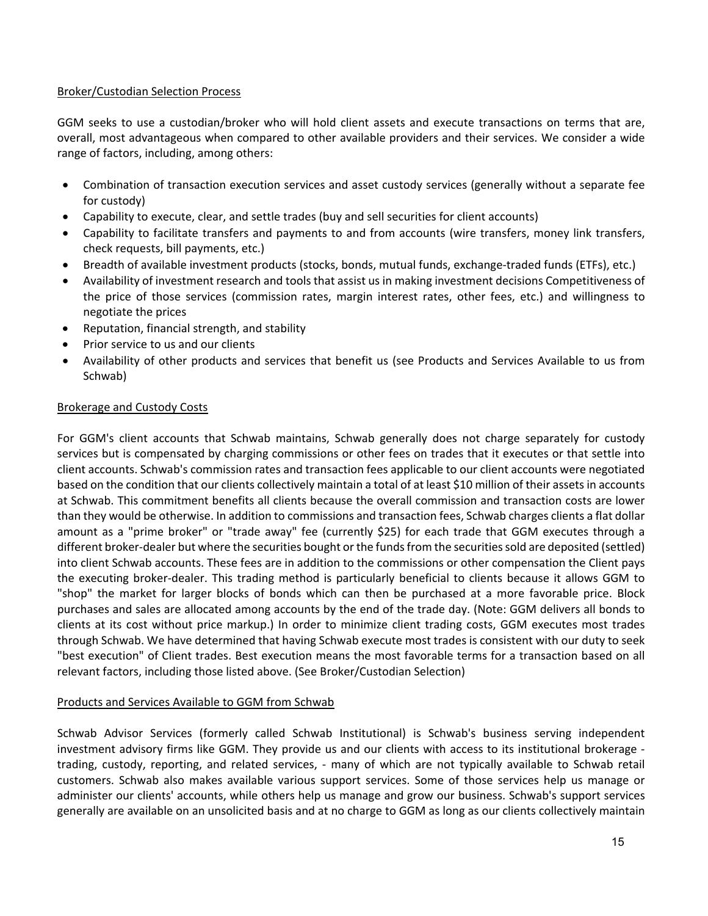<u>Broker/Custodian Selection Process</u>

GGM seeks to use a custodian/broker who will hold client assets and execute transactions on terms that are, overall, most advantageous when compared to other available providers and their services. We consider a wide range of factors, including, among others:

- Combination of transaction execution services and asset custody services (generally without a separate fee for custody)
- Capability to execute, clear, and settle trades (buy and sell securities for client accounts)
- Capability to facilitate transfers and payments to and from accounts (wire transfers, money link transfers, check requests, bill payments, etc.)
- Breadth of available investment products (stocks, bonds, mutual funds, exchange-traded funds (ETFs), etc.)
- Availability of investment research and tools that assist us in making investment decisions Competitiveness of the price of those services (commission rates, margin interest rates, other fees, etc.) and willingness to negotiate the prices
- Reputation, financial strength, and stability
- Prior service to us and our clients
- Availability of other products and services that benefit us (see Products and Services Available to us from Schwab)

<u>Brokerage and Custody Costs</u>

For GGM's client accounts that Schwab maintains, Schwab generally does not charge separately for custody services but is compensated by charging commissions or other fees on trades that it executes or that settle into client accounts. Schwab's commission rates and transaction fees applicable to our client accounts were negotiated based on the condition that our clients collectively maintain a total of at least $10 million of their assets in accounts at Schwab. This commitment benefits all clients because the overall commission and transaction costs are lower than they would be otherwise. In addition to commissions and transaction fees, Schwab charges clients a flat dollar amount as a "prime broker" or "trade away" fee (currently $25) for each trade that GGM executes through a different broker-dealer but where the securities bought or the funds from the securities sold are deposited (settled) into client Schwab accounts. These fees are in addition to the commissions or other compensation the Client pays the executing broker-dealer. This trading method is particularly beneficial to clients because it allows GGM to "shop" the market for larger blocks of bonds which can then be purchased at a more favorable price. Block purchases and sales are allocated among accounts by the end of the trade day. (Note: GGM delivers all bonds to clients at its cost without price markup.) In order to minimize client trading costs, GGM executes most trades through Schwab. We have determined that having Schwab execute most trades is consistent with our duty to seek "best execution" of Client trades. Best execution means the most favorable terms for a transaction based on all relevant factors, including those listed above. (See Broker/Custodian Selection)

<u>Products and Services Available to GGM from Schwab</u>

Schwab Advisor Services (formerly called Schwab Institutional) is Schwab's business serving independent investment advisory firms like GGM. They provide us and our clients with access to its institutional brokerage - trading, custody, reporting, and related services, - many of which are not typically available to Schwab retail customers. Schwab also makes available various support services. Some of those services help us manage or administer our clients' accounts, while others help us manage and grow our business. Schwab's support services generally are available on an unsolicited basis and at no charge to GGM as long as our clients collectively maintain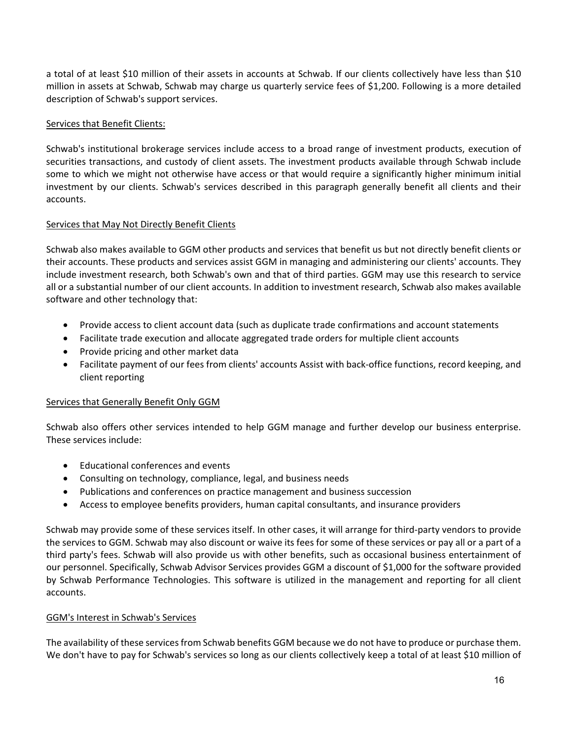a total of at least $10 million of their assets in accounts at Schwab. If our clients collectively have less than $10 million in assets at Schwab, Schwab may charge us quarterly service fees of $1,200. Following is a more detailed description of Schwab's support services.

Services that Benefit Clients:

Schwab's institutional brokerage services include access to a broad range of investment products, execution of securities transactions, and custody of client assets. The investment products available through Schwab include some to which we might not otherwise have access or that would require a significantly higher minimum initial investment by our clients. Schwab's services described in this paragraph generally benefit all clients and their accounts.

Services that May Not Directly Benefit Clients

Schwab also makes available to GGM other products and services that benefit us but not directly benefit clients or their accounts. These products and services assist GGM in managing and administering our clients' accounts. They include investment research, both Schwab's own and that of third parties. GGM may use this research to service all or a substantial number of our client accounts. In addition to investment research, Schwab also makes available software and other technology that:

- Provide access to client account data (such as duplicate trade confirmations and account statements
- Facilitate trade execution and allocate aggregated trade orders for multiple client accounts
- Provide pricing and other market data
- Facilitate payment of our fees from clients' accounts Assist with back-office functions, record keeping, and client reporting

Services that Generally Benefit Only GGM

Schwab also offers other services intended to help GGM manage and further develop our business enterprise. These services include:

- Educational conferences and events
- Consulting on technology, compliance, legal, and business needs
- Publications and conferences on practice management and business succession
- Access to employee benefits providers, human capital consultants, and insurance providers

Schwab may provide some of these services itself. In other cases, it will arrange for third-party vendors to provide the services to GGM. Schwab may also discount or waive its fees for some of these services or pay all or a part of a third party's fees. Schwab will also provide us with other benefits, such as occasional business entertainment of our personnel. Specifically, Schwab Advisor Services provides GGM a discount of $1,000 for the software provided by Schwab Performance Technologies. This software is utilized in the management and reporting for all client accounts.

GGM's Interest in Schwab's Services

The availability of these services from Schwab benefits GGM because we do not have to produce or purchase them. We don't have to pay for Schwab's services so long as our clients collectively keep a total of at least $10 million of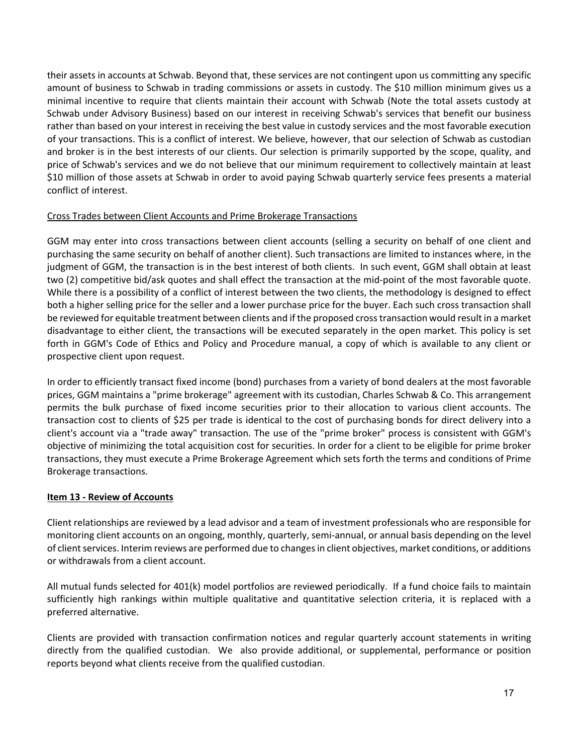their assets in accounts at Schwab. Beyond that, these services are not contingent upon us committing any specific amount of business to Schwab in trading commissions or assets in custody. The $10 million minimum gives us a minimal incentive to require that clients maintain their account with Schwab (Note the total assets custody at Schwab under Advisory Business) based on our interest in receiving Schwab's services that benefit our business rather than based on your interest in receiving the best value in custody services and the most favorable execution of your transactions. This is a conflict of interest. We believe, however, that our selection of Schwab as custodian and broker is in the best interests of our clients. Our selection is primarily supported by the scope, quality, and price of Schwab's services and we do not believe that our minimum requirement to collectively maintain at least $10 million of those assets at Schwab in order to avoid paying Schwab quarterly service fees presents a material conflict of interest.

Cross Trades between Client Accounts and Prime Brokerage Transactions

GGM may enter into cross transactions between client accounts (selling a security on behalf of one client and purchasing the same security on behalf of another client). Such transactions are limited to instances where, in the judgment of GGM, the transaction is in the best interest of both clients. In such event, GGM shall obtain at least two (2) competitive bid/ask quotes and shall effect the transaction at the mid-point of the most favorable quote. While there is a possibility of a conflict of interest between the two clients, the methodology is designed to effect both a higher selling price for the seller and a lower purchase price for the buyer. Each such cross transaction shall be reviewed for equitable treatment between clients and if the proposed cross transaction would result in a market disadvantage to either client, the transactions will be executed separately in the open market. This policy is set forth in GGM's Code of Ethics and Policy and Procedure manual, a copy of which is available to any client or prospective client upon request.

In order to efficiently transact fixed income (bond) purchases from a variety of bond dealers at the most favorable prices, GGM maintains a "prime brokerage" agreement with its custodian, Charles Schwab & Co. This arrangement permits the bulk purchase of fixed income securities prior to their allocation to various client accounts. The transaction cost to clients of $25 per trade is identical to the cost of purchasing bonds for direct delivery into a client's account via a "trade away" transaction. The use of the "prime broker" process is consistent with GGM's objective of minimizing the total acquisition cost for securities. In order for a client to be eligible for prime broker transactions, they must execute a Prime Brokerage Agreement which sets forth the terms and conditions of Prime Brokerage transactions.

## Item 13 - Review of Accounts

Client relationships are reviewed by a lead advisor and a team of investment professionals who are responsible for monitoring client accounts on an ongoing, monthly, quarterly, semi-annual, or annual basis depending on the level of client services. Interim reviews are performed due to changes in client objectives, market conditions, or additions or withdrawals from a client account.

All mutual funds selected for 401(k) model portfolios are reviewed periodically. If a fund choice fails to maintain sufficiently high rankings within multiple qualitative and quantitative selection criteria, it is replaced with a preferred alternative.

Clients are provided with transaction confirmation notices and regular quarterly account statements in writing directly from the qualified custodian. We also provide additional, or supplemental, performance or position reports beyond what clients receive from the qualified custodian.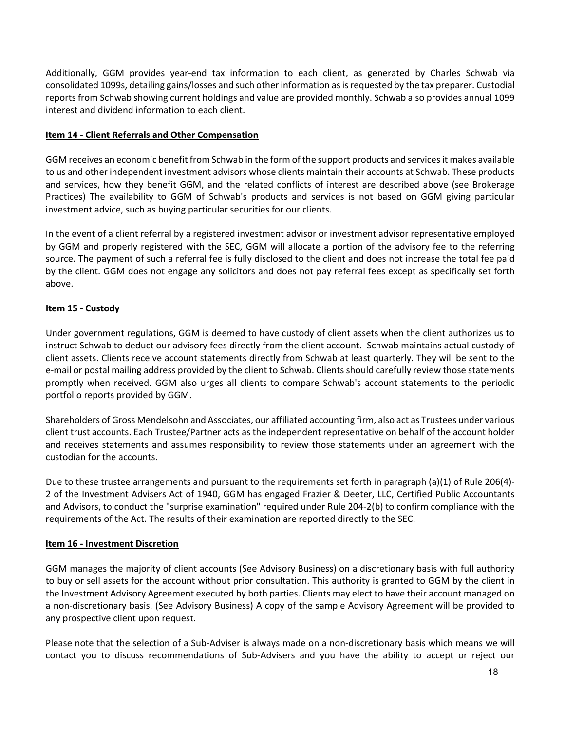Additionally, GGM provides year-end tax information to each client, as generated by Charles Schwab via consolidated 1099s, detailing gains/losses and such other information as is requested by the tax preparer. Custodial reports from Schwab showing current holdings and value are provided monthly. Schwab also provides annual 1099 interest and dividend information to each client.

## Item 14 - Client Referrals and Other Compensation

GGM receives an economic benefit from Schwab in the form of the support products and services it makes available to us and other independent investment advisors whose clients maintain their accounts at Schwab. These products and services, how they benefit GGM, and the related conflicts of interest are described above (see Brokerage Practices) The availability to GGM of Schwab's products and services is not based on GGM giving particular investment advice, such as buying particular securities for our clients.

In the event of a client referral by a registered investment advisor or investment advisor representative employed by GGM and properly registered with the SEC, GGM will allocate a portion of the advisory fee to the referring source. The payment of such a referral fee is fully disclosed to the client and does not increase the total fee paid by the client. GGM does not engage any solicitors and does not pay referral fees except as specifically set forth above.

## Item 15 - Custody

Under government regulations, GGM is deemed to have custody of client assets when the client authorizes us to instruct Schwab to deduct our advisory fees directly from the client account. Schwab maintains actual custody of client assets. Clients receive account statements directly from Schwab at least quarterly. They will be sent to the e-mail or postal mailing address provided by the client to Schwab. Clients should carefully review those statements promptly when received. GGM also urges all clients to compare Schwab's account statements to the periodic portfolio reports provided by GGM.

Shareholders of Gross Mendelsohn and Associates, our affiliated accounting firm, also act as Trustees under various client trust accounts. Each Trustee/Partner acts as the independent representative on behalf of the account holder and receives statements and assumes responsibility to review those statements under an agreement with the custodian for the accounts.

Due to these trustee arrangements and pursuant to the requirements set forth in paragraph (a)(1) of Rule 206(4)-2 of the Investment Advisers Act of 1940, GGM has engaged Frazier & Deeter, LLC, Certified Public Accountants and Advisors, to conduct the "surprise examination" required under Rule 204-2(b) to confirm compliance with the requirements of the Act. The results of their examination are reported directly to the SEC.

## Item 16 - Investment Discretion

GGM manages the majority of client accounts (See Advisory Business) on a discretionary basis with full authority to buy or sell assets for the account without prior consultation. This authority is granted to GGM by the client in the Investment Advisory Agreement executed by both parties. Clients may elect to have their account managed on a non-discretionary basis. (See Advisory Business) A copy of the sample Advisory Agreement will be provided to any prospective client upon request.

Please note that the selection of a Sub-Adviser is always made on a non-discretionary basis which means we will contact you to discuss recommendations of Sub-Advisers and you have the ability to accept or reject our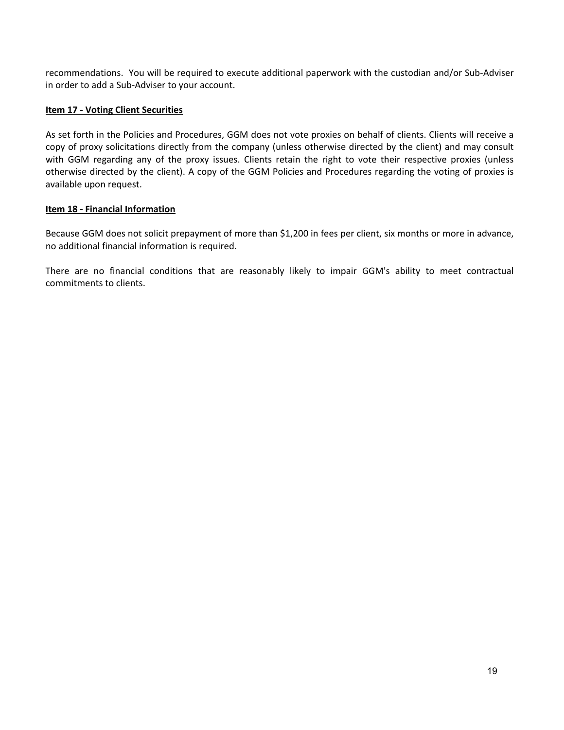recommendations. You will be required to execute additional paperwork with the custodian and/or Sub-Adviser in order to add a Sub-Adviser to your account.

## Item 17 - Voting Client Securities

As set forth in the Policies and Procedures, GGM does not vote proxies on behalf of clients. Clients will receive a copy of proxy solicitations directly from the company (unless otherwise directed by the client) and may consult with GGM regarding any of the proxy issues. Clients retain the right to vote their respective proxies (unless otherwise directed by the client). A copy of the GGM Policies and Procedures regarding the voting of proxies is available upon request.

## Item 18 - Financial Information

Because GGM does not solicit prepayment of more than $1,200 in fees per client, six months or more in advance, no additional financial information is required.

There are no financial conditions that are reasonably likely to impair GGM's ability to meet contractual commitments to clients.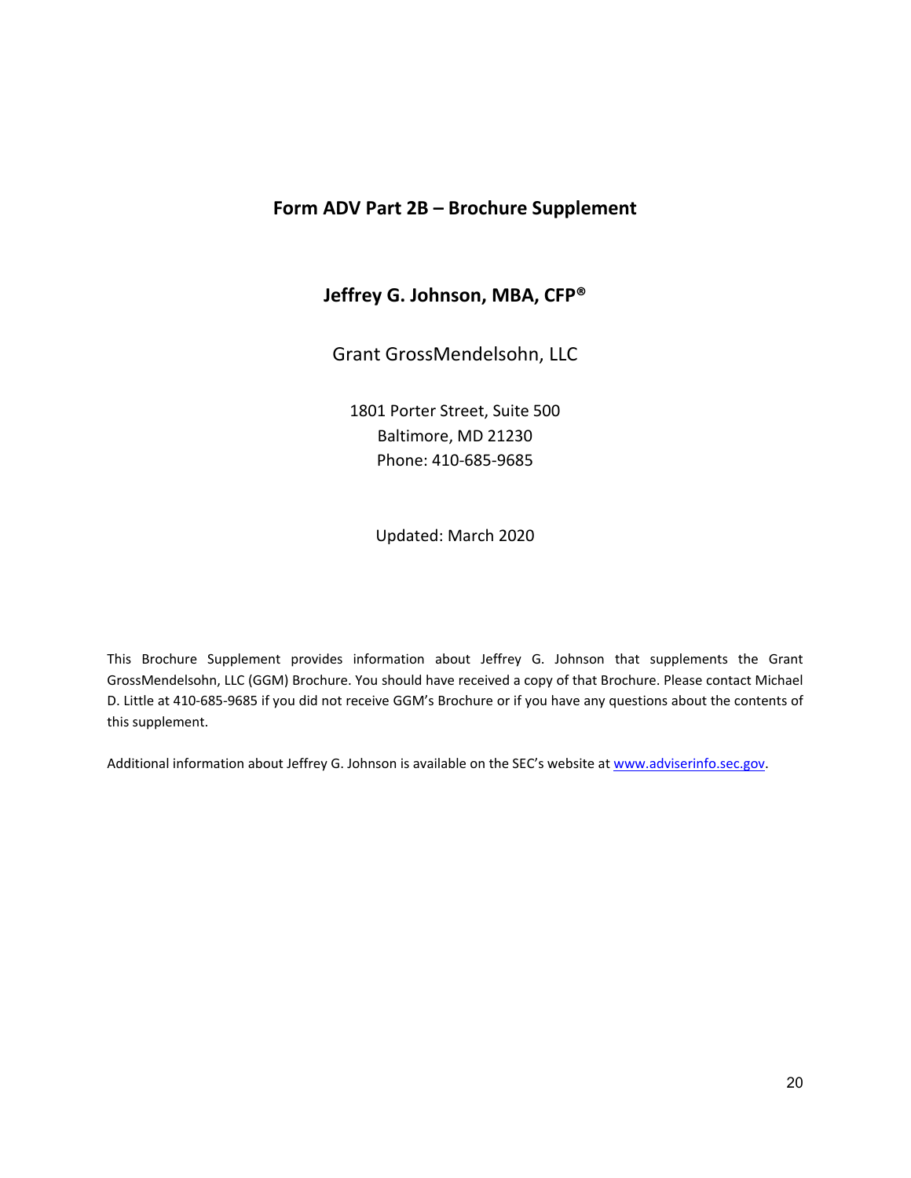# Form ADV Part 2B – Brochure Supplement

## Jeffrey G. Johnson, MBA, CFP®

Grant GrossMendelsohn, LLC

1801 Porter Street, Suite 500
Baltimore, MD 21230
Phone: 410-685-9685

Updated: March 2020

This Brochure Supplement provides information about Jeffrey G. Johnson that supplements the Grant GrossMendelsohn, LLC (GGM) Brochure. You should have received a copy of that Brochure. Please contact Michael D. Little at 410-685-9685 if you did not receive GGM's Brochure or if you have any questions about the contents of this supplement.

Additional information about Jeffrey G. Johnson is available on the SEC's website at www.adviserinfo.sec.gov.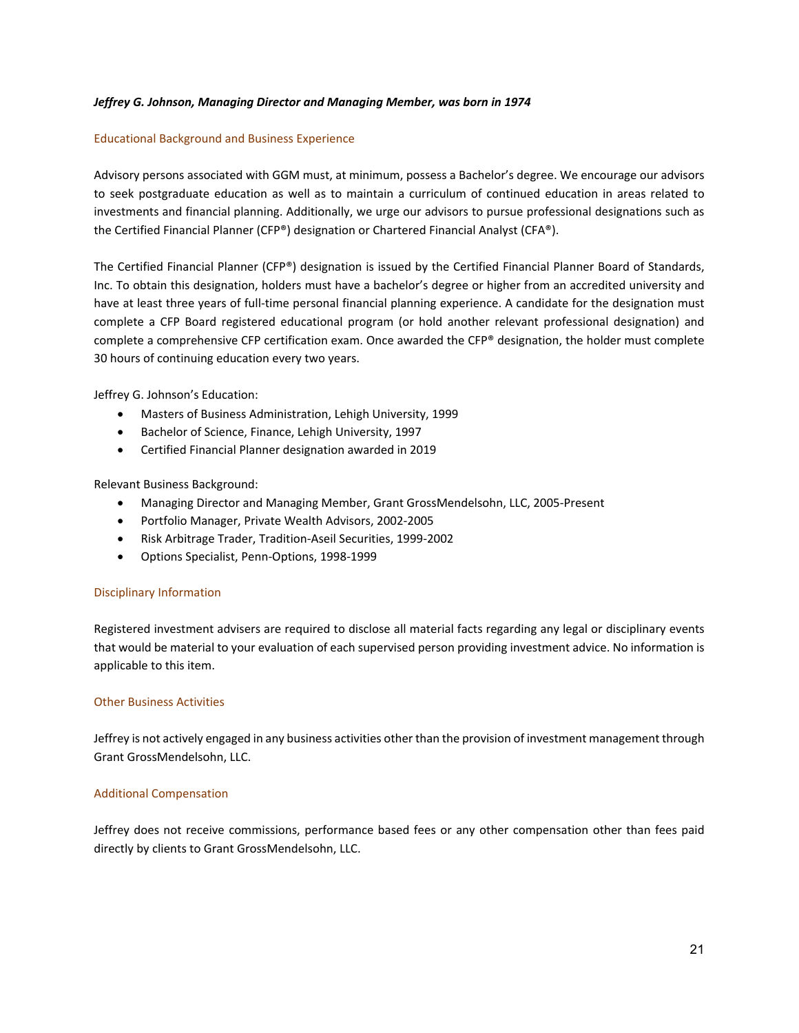***Jeffrey G. Johnson, Managing Director and Managing Member, was born in 1974***

### Educational Background and Business Experience

Advisory persons associated with GGM must, at minimum, possess a Bachelor's degree. We encourage our advisors to seek postgraduate education as well as to maintain a curriculum of continued education in areas related to investments and financial planning. Additionally, we urge our advisors to pursue professional designations such as the Certified Financial Planner (CFP®) designation or Chartered Financial Analyst (CFA®).

The Certified Financial Planner (CFP®) designation is issued by the Certified Financial Planner Board of Standards, Inc. To obtain this designation, holders must have a bachelor's degree or higher from an accredited university and have at least three years of full-time personal financial planning experience. A candidate for the designation must complete a CFP Board registered educational program (or hold another relevant professional designation) and complete a comprehensive CFP certification exam. Once awarded the CFP® designation, the holder must complete 30 hours of continuing education every two years.

Jeffrey G. Johnson's Education:

- Masters of Business Administration, Lehigh University, 1999
- Bachelor of Science, Finance, Lehigh University, 1997
- Certified Financial Planner designation awarded in 2019

Relevant Business Background:

- Managing Director and Managing Member, Grant GrossMendelsohn, LLC, 2005-Present
- Portfolio Manager, Private Wealth Advisors, 2002-2005
- Risk Arbitrage Trader, Tradition-Aseil Securities, 1999-2002
- Options Specialist, Penn-Options, 1998-1999

### Disciplinary Information

Registered investment advisers are required to disclose all material facts regarding any legal or disciplinary events that would be material to your evaluation of each supervised person providing investment advice. No information is applicable to this item.

### Other Business Activities

Jeffrey is not actively engaged in any business activities other than the provision of investment management through Grant GrossMendelsohn, LLC.

### Additional Compensation

Jeffrey does not receive commissions, performance based fees or any other compensation other than fees paid directly by clients to Grant GrossMendelsohn, LLC.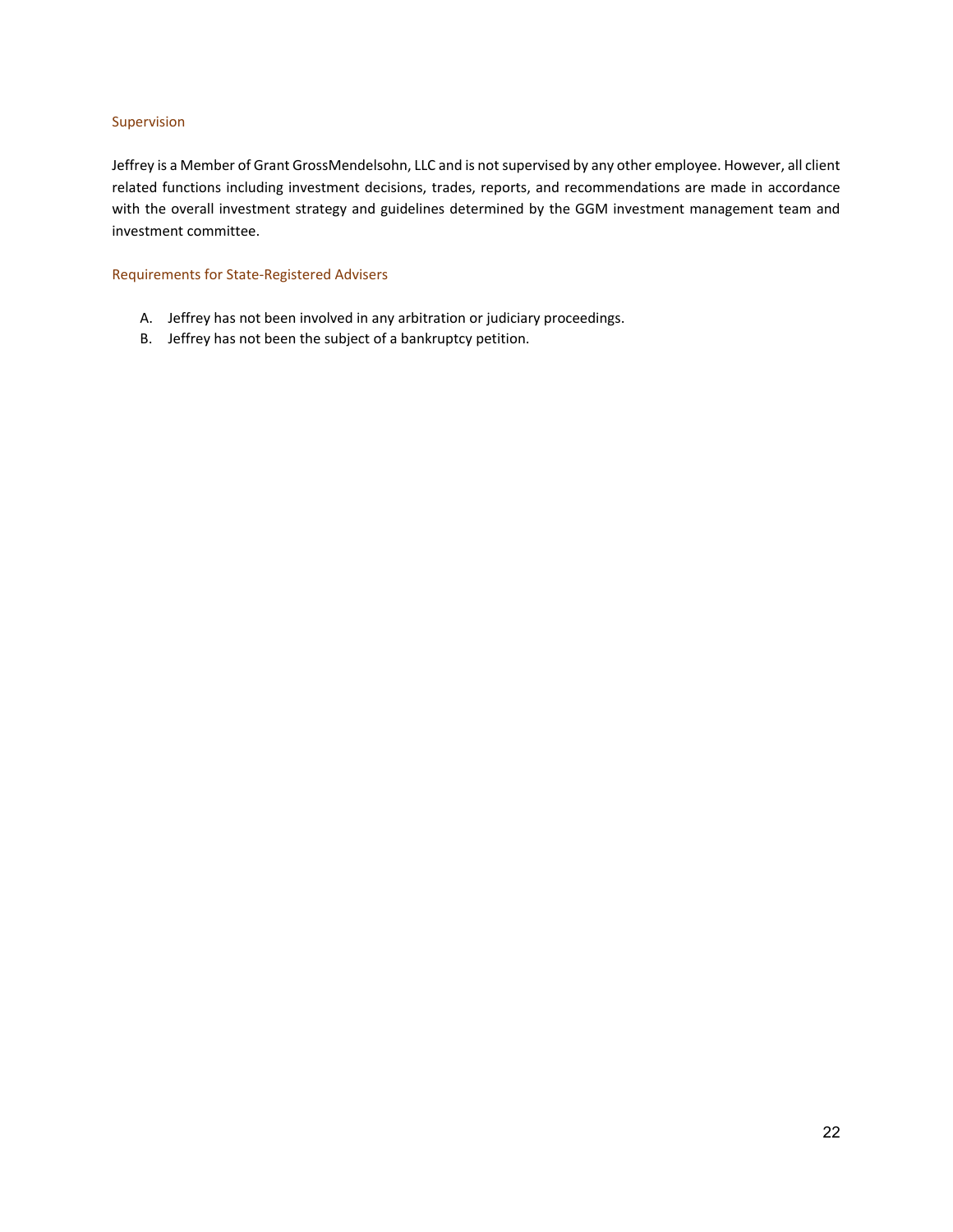### Supervision

Jeffrey is a Member of Grant GrossMendelsohn, LLC and is not supervised by any other employee. However, all client related functions including investment decisions, trades, reports, and recommendations are made in accordance with the overall investment strategy and guidelines determined by the GGM investment management team and investment committee.

### Requirements for State-Registered Advisers

A. Jeffrey has not been involved in any arbitration or judiciary proceedings.
B. Jeffrey has not been the subject of a bankruptcy petition.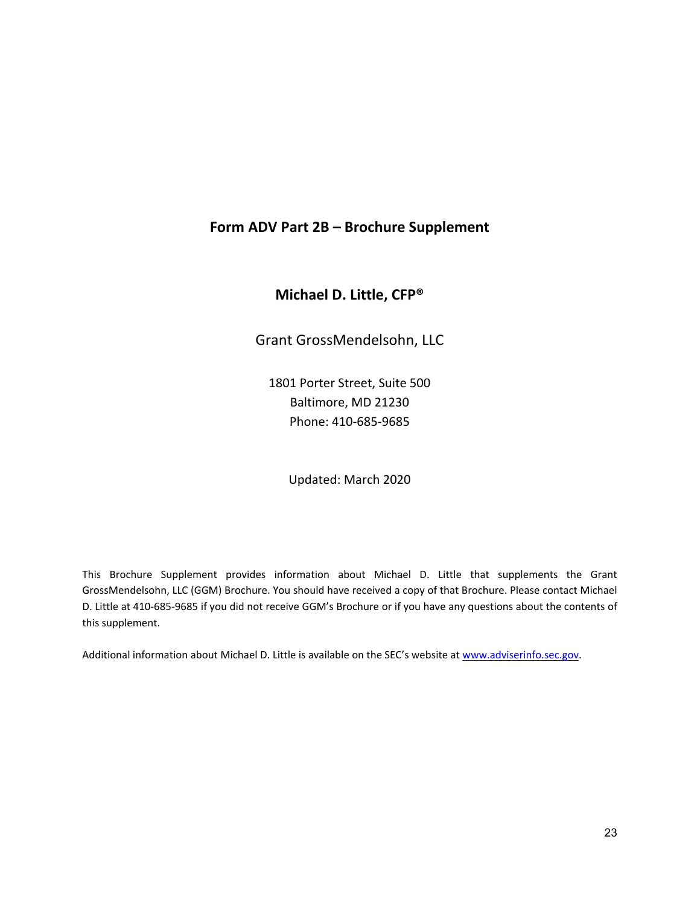# Form ADV Part 2B – Brochure Supplement

## Michael D. Little, CFP®

Grant GrossMendelsohn, LLC

1801 Porter Street, Suite 500
Baltimore, MD 21230
Phone: 410-685-9685

Updated: March 2020

This Brochure Supplement provides information about Michael D. Little that supplements the Grant GrossMendelsohn, LLC (GGM) Brochure. You should have received a copy of that Brochure. Please contact Michael D. Little at 410-685-9685 if you did not receive GGM's Brochure or if you have any questions about the contents of this supplement.

Additional information about Michael D. Little is available on the SEC's website at www.adviserinfo.sec.gov.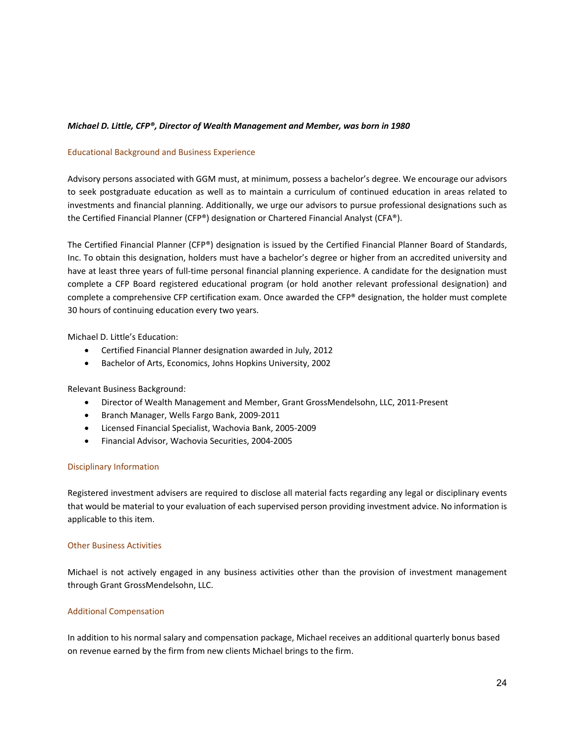***Michael D. Little, CFP®, Director of Wealth Management and Member, was born in 1980***

### Educational Background and Business Experience

Advisory persons associated with GGM must, at minimum, possess a bachelor's degree. We encourage our advisors to seek postgraduate education as well as to maintain a curriculum of continued education in areas related to investments and financial planning. Additionally, we urge our advisors to pursue professional designations such as the Certified Financial Planner (CFP®) designation or Chartered Financial Analyst (CFA®).

The Certified Financial Planner (CFP®) designation is issued by the Certified Financial Planner Board of Standards, Inc. To obtain this designation, holders must have a bachelor's degree or higher from an accredited university and have at least three years of full-time personal financial planning experience. A candidate for the designation must complete a CFP Board registered educational program (or hold another relevant professional designation) and complete a comprehensive CFP certification exam. Once awarded the CFP® designation, the holder must complete 30 hours of continuing education every two years.

Michael D. Little's Education:

- Certified Financial Planner designation awarded in July, 2012
- Bachelor of Arts, Economics, Johns Hopkins University, 2002

Relevant Business Background:

- Director of Wealth Management and Member, Grant GrossMendelsohn, LLC, 2011-Present
- Branch Manager, Wells Fargo Bank, 2009-2011
- Licensed Financial Specialist, Wachovia Bank, 2005-2009
- Financial Advisor, Wachovia Securities, 2004-2005

### Disciplinary Information

Registered investment advisers are required to disclose all material facts regarding any legal or disciplinary events that would be material to your evaluation of each supervised person providing investment advice. No information is applicable to this item.

### Other Business Activities

Michael is not actively engaged in any business activities other than the provision of investment management through Grant GrossMendelsohn, LLC.

### Additional Compensation

In addition to his normal salary and compensation package, Michael receives an additional quarterly bonus based on revenue earned by the firm from new clients Michael brings to the firm.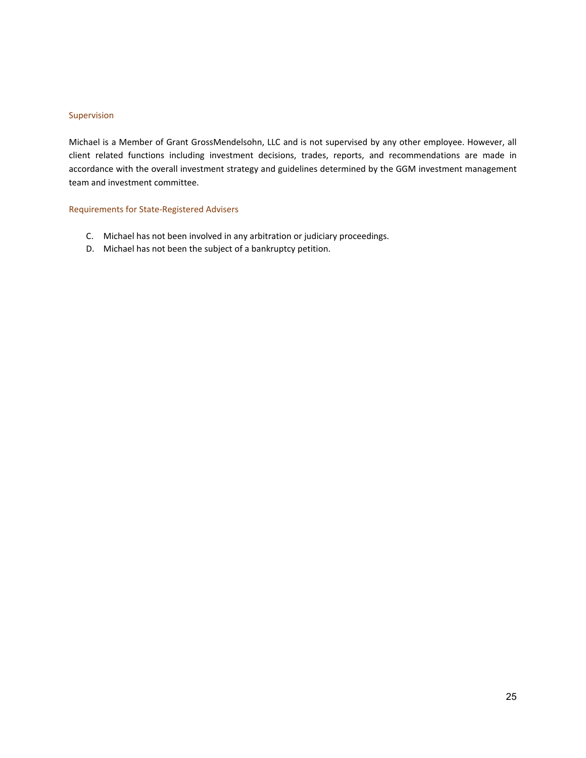### Supervision

Michael is a Member of Grant GrossMendelsohn, LLC and is not supervised by any other employee. However, all client related functions including investment decisions, trades, reports, and recommendations are made in accordance with the overall investment strategy and guidelines determined by the GGM investment management team and investment committee.

### Requirements for State-Registered Advisers

C. Michael has not been involved in any arbitration or judiciary proceedings.

D. Michael has not been the subject of a bankruptcy petition.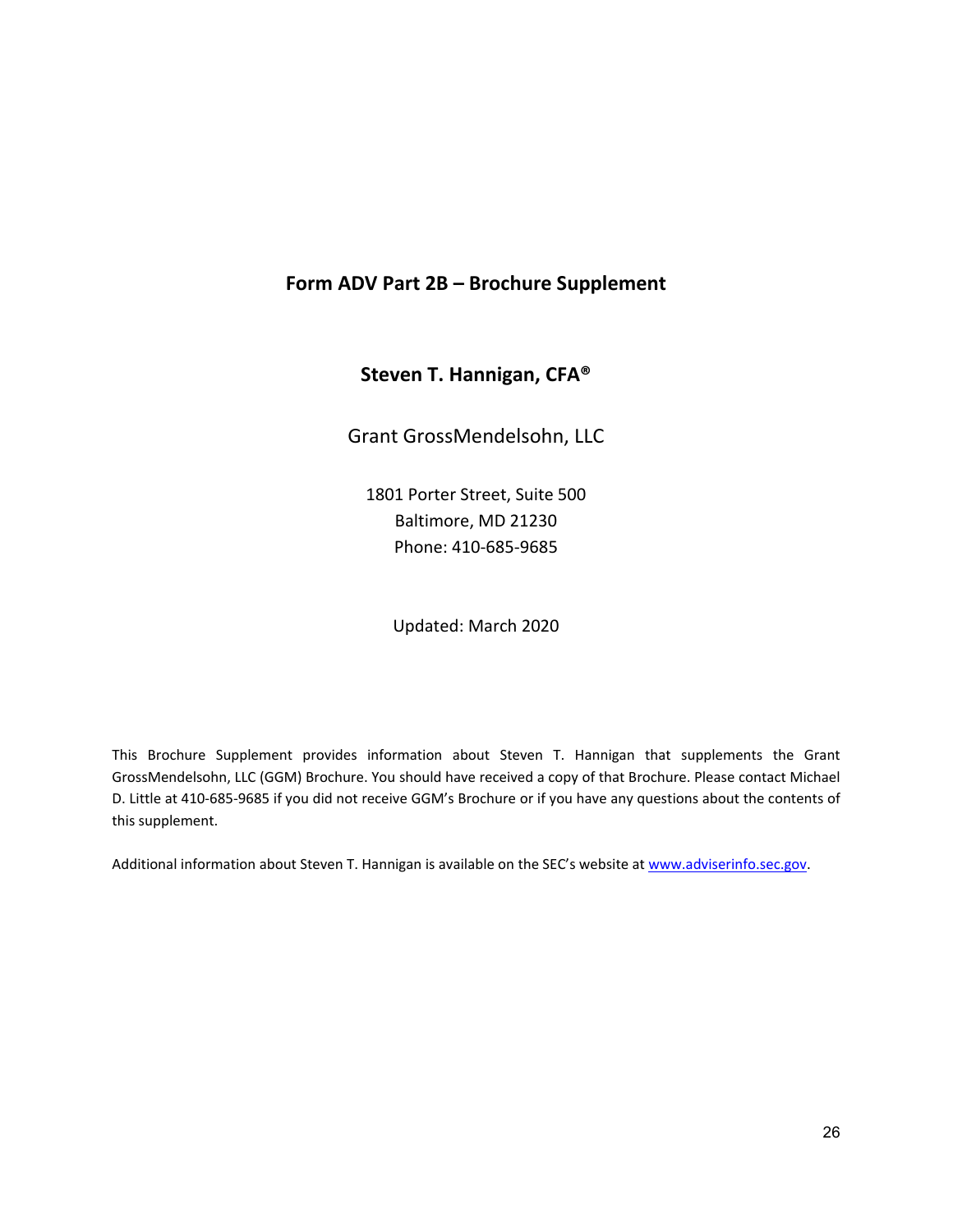# Form ADV Part 2B – Brochure Supplement

## Steven T. Hannigan, CFA®

Grant GrossMendelsohn, LLC

1801 Porter Street, Suite 500
Baltimore, MD 21230
Phone: 410-685-9685

Updated: March 2020

This Brochure Supplement provides information about Steven T. Hannigan that supplements the Grant GrossMendelsohn, LLC (GGM) Brochure. You should have received a copy of that Brochure. Please contact Michael D. Little at 410-685-9685 if you did not receive GGM's Brochure or if you have any questions about the contents of this supplement.

Additional information about Steven T. Hannigan is available on the SEC's website at www.adviserinfo.sec.gov.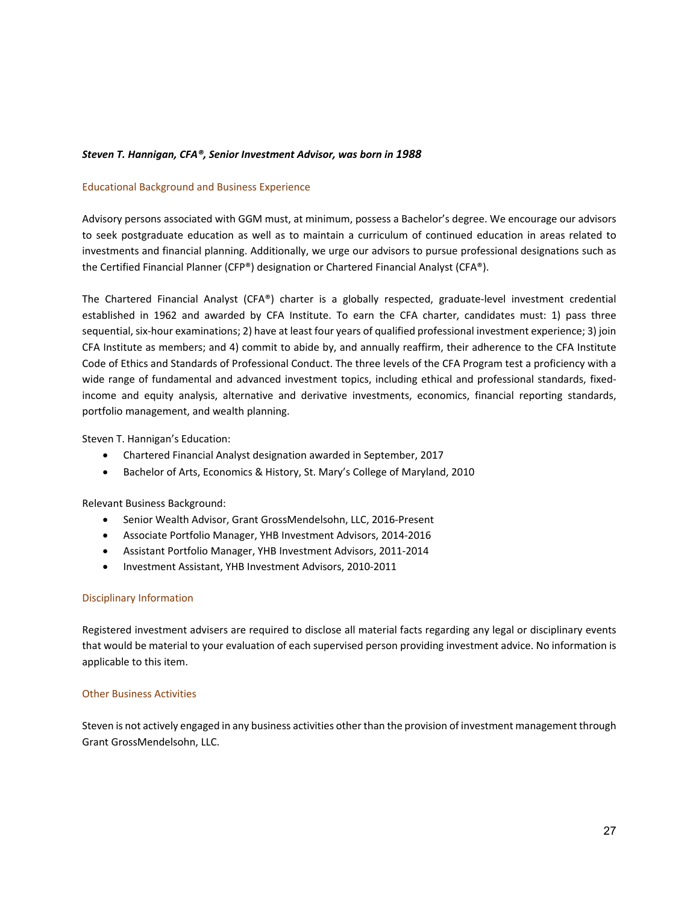***Steven T. Hannigan, CFA®, Senior Investment Advisor, was born in 1988***

## Educational Background and Business Experience

Advisory persons associated with GGM must, at minimum, possess a Bachelor's degree. We encourage our advisors to seek postgraduate education as well as to maintain a curriculum of continued education in areas related to investments and financial planning. Additionally, we urge our advisors to pursue professional designations such as the Certified Financial Planner (CFP®) designation or Chartered Financial Analyst (CFA®).

The Chartered Financial Analyst (CFA®) charter is a globally respected, graduate-level investment credential established in 1962 and awarded by CFA Institute. To earn the CFA charter, candidates must: 1) pass three sequential, six-hour examinations; 2) have at least four years of qualified professional investment experience; 3) join CFA Institute as members; and 4) commit to abide by, and annually reaffirm, their adherence to the CFA Institute Code of Ethics and Standards of Professional Conduct. The three levels of the CFA Program test a proficiency with a wide range of fundamental and advanced investment topics, including ethical and professional standards, fixed-income and equity analysis, alternative and derivative investments, economics, financial reporting standards, portfolio management, and wealth planning.

Steven T. Hannigan's Education:

- Chartered Financial Analyst designation awarded in September, 2017
- Bachelor of Arts, Economics & History, St. Mary's College of Maryland, 2010

Relevant Business Background:

- Senior Wealth Advisor, Grant GrossMendelsohn, LLC, 2016-Present
- Associate Portfolio Manager, YHB Investment Advisors, 2014-2016
- Assistant Portfolio Manager, YHB Investment Advisors, 2011-2014
- Investment Assistant, YHB Investment Advisors, 2010-2011

## Disciplinary Information

Registered investment advisers are required to disclose all material facts regarding any legal or disciplinary events that would be material to your evaluation of each supervised person providing investment advice. No information is applicable to this item.

## Other Business Activities

Steven is not actively engaged in any business activities other than the provision of investment management through Grant GrossMendelsohn, LLC.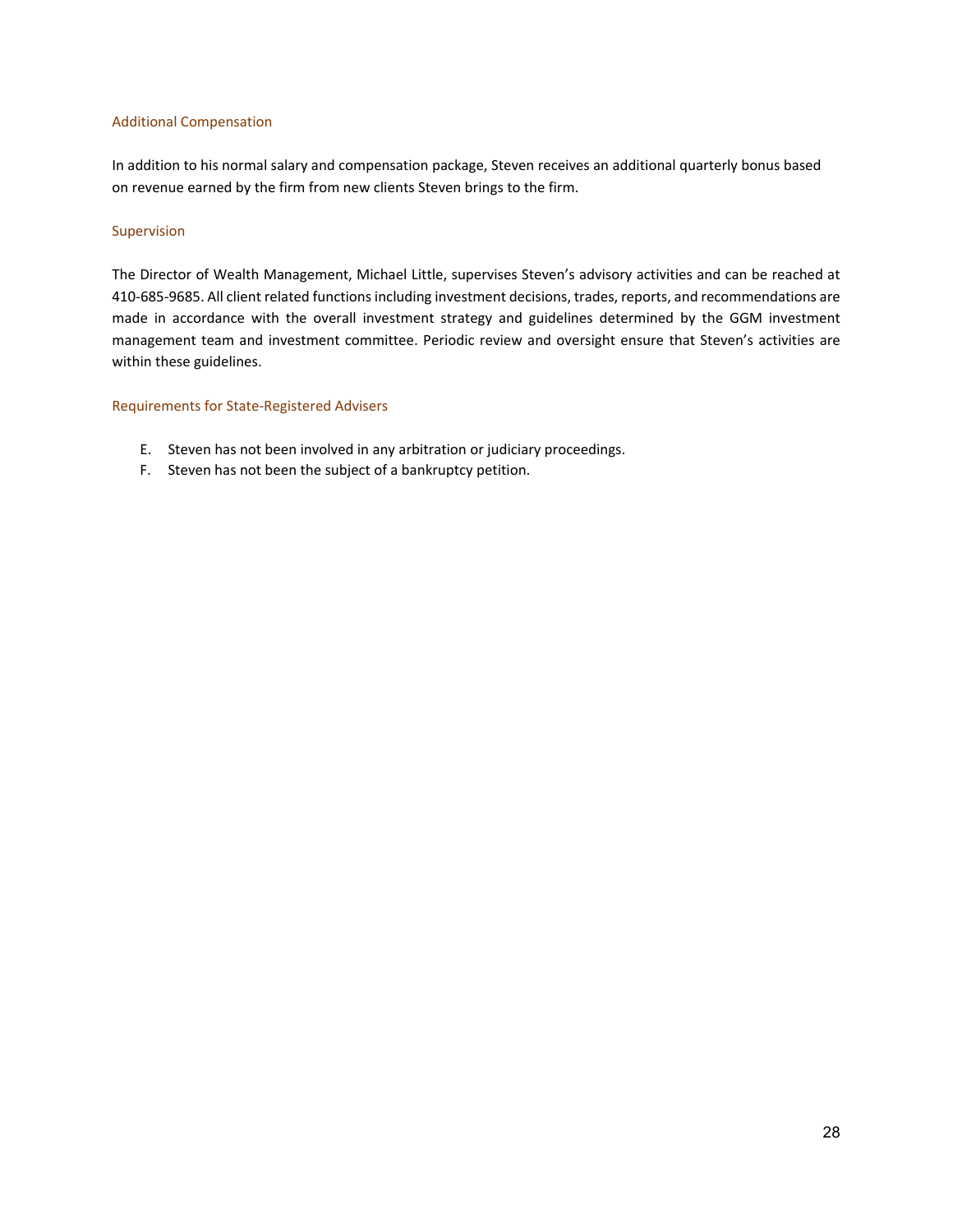### Additional Compensation

In addition to his normal salary and compensation package, Steven receives an additional quarterly bonus based on revenue earned by the firm from new clients Steven brings to the firm.

### Supervision

The Director of Wealth Management, Michael Little, supervises Steven's advisory activities and can be reached at 410-685-9685. All client related functions including investment decisions, trades, reports, and recommendations are made in accordance with the overall investment strategy and guidelines determined by the GGM investment management team and investment committee. Periodic review and oversight ensure that Steven's activities are within these guidelines.

### Requirements for State-Registered Advisers

E. Steven has not been involved in any arbitration or judiciary proceedings.
F. Steven has not been the subject of a bankruptcy petition.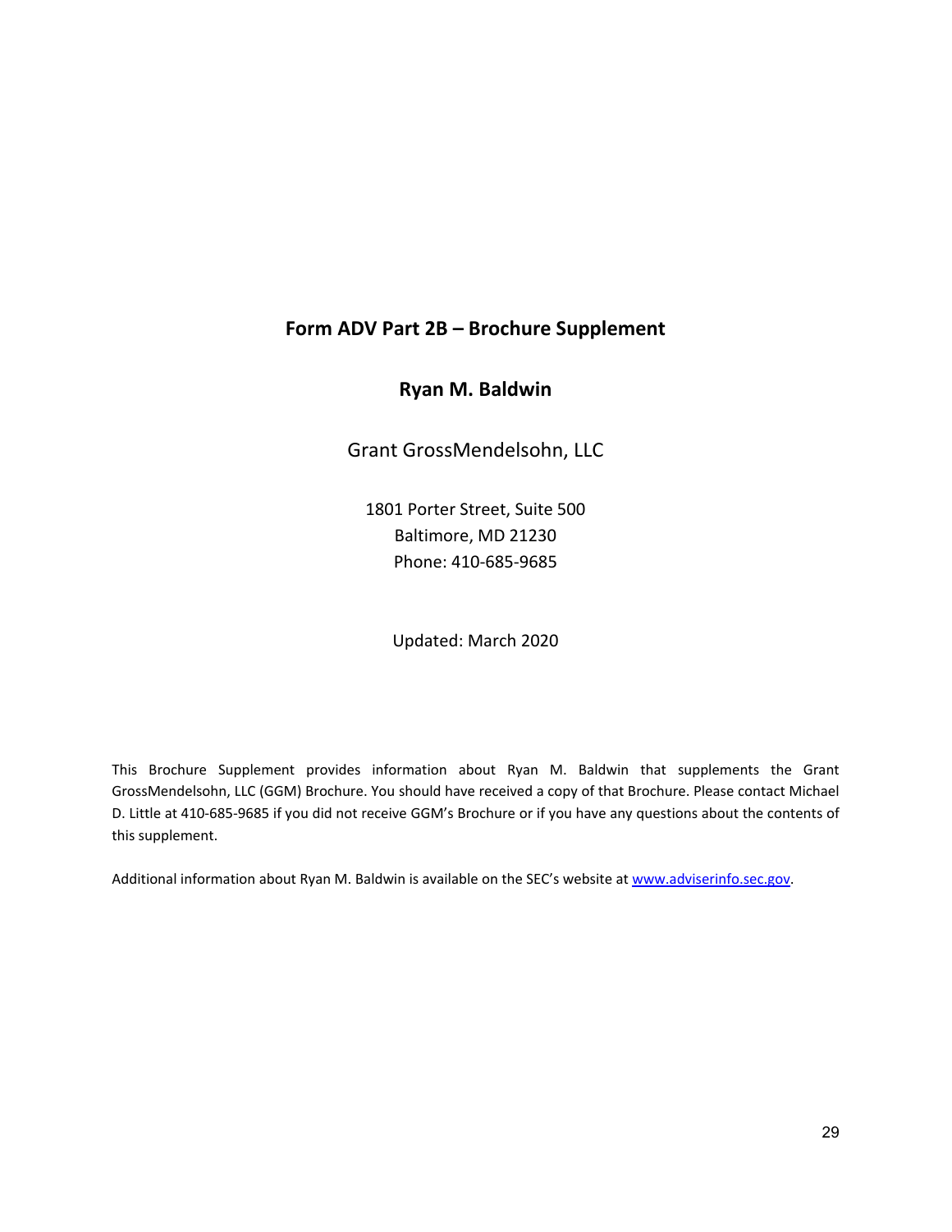# Form ADV Part 2B – Brochure Supplement

## Ryan M. Baldwin

Grant GrossMendelsohn, LLC

1801 Porter Street, Suite 500
Baltimore, MD 21230
Phone: 410-685-9685

Updated: March 2020

This Brochure Supplement provides information about Ryan M. Baldwin that supplements the Grant GrossMendelsohn, LLC (GGM) Brochure. You should have received a copy of that Brochure. Please contact Michael D. Little at 410-685-9685 if you did not receive GGM's Brochure or if you have any questions about the contents of this supplement.

Additional information about Ryan M. Baldwin is available on the SEC's website at [www.adviserinfo.sec.gov](http://www.adviserinfo.sec.gov).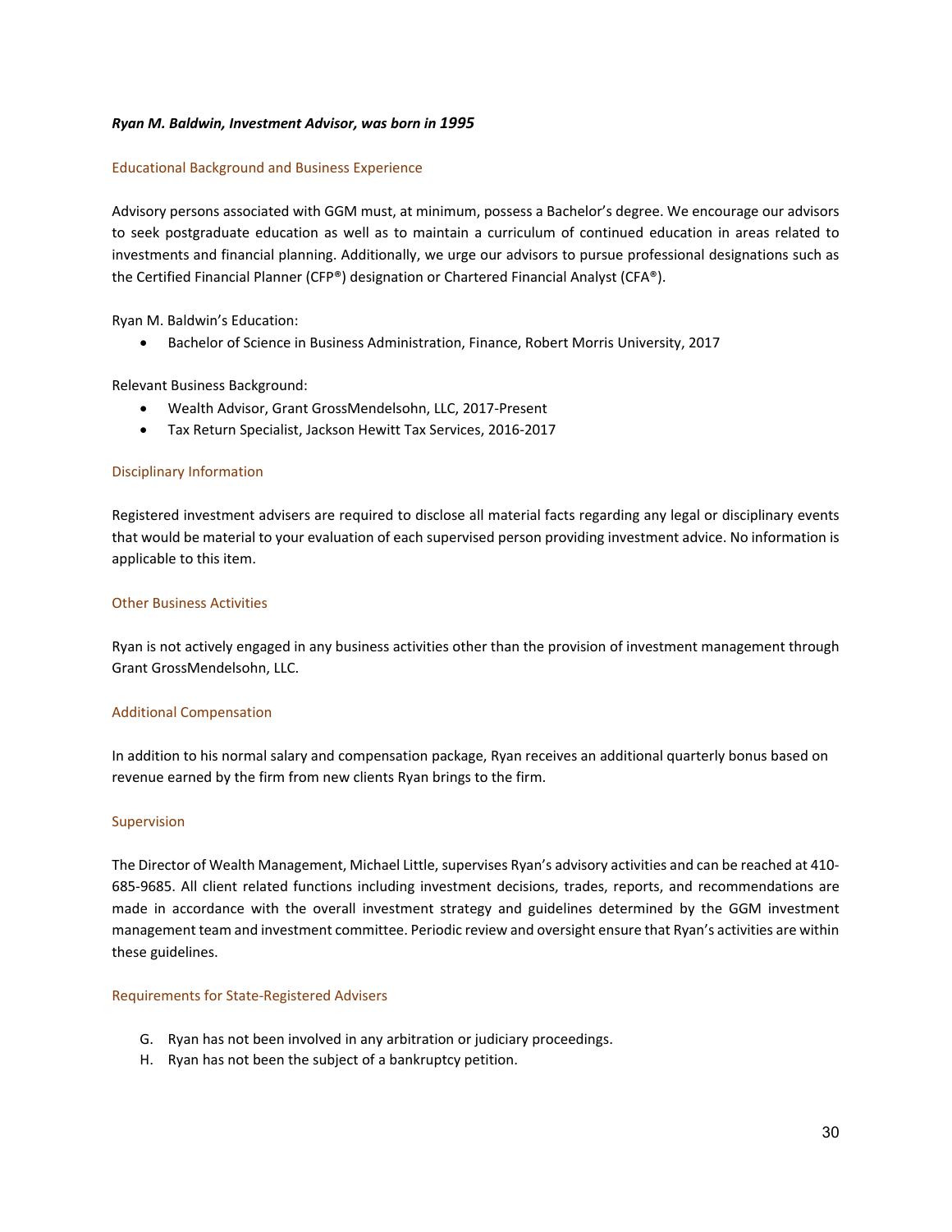***Ryan M. Baldwin, Investment Advisor, was born in 1995***

### Educational Background and Business Experience

Advisory persons associated with GGM must, at minimum, possess a Bachelor's degree. We encourage our advisors to seek postgraduate education as well as to maintain a curriculum of continued education in areas related to investments and financial planning. Additionally, we urge our advisors to pursue professional designations such as the Certified Financial Planner (CFP®) designation or Chartered Financial Analyst (CFA®).

Ryan M. Baldwin's Education:

- Bachelor of Science in Business Administration, Finance, Robert Morris University, 2017

Relevant Business Background:

- Wealth Advisor, Grant GrossMendelsohn, LLC, 2017-Present
- Tax Return Specialist, Jackson Hewitt Tax Services, 2016-2017

### Disciplinary Information

Registered investment advisers are required to disclose all material facts regarding any legal or disciplinary events that would be material to your evaluation of each supervised person providing investment advice. No information is applicable to this item.

### Other Business Activities

Ryan is not actively engaged in any business activities other than the provision of investment management through Grant GrossMendelsohn, LLC.

### Additional Compensation

In addition to his normal salary and compensation package, Ryan receives an additional quarterly bonus based on revenue earned by the firm from new clients Ryan brings to the firm.

### Supervision

The Director of Wealth Management, Michael Little, supervises Ryan's advisory activities and can be reached at 410-685-9685. All client related functions including investment decisions, trades, reports, and recommendations are made in accordance with the overall investment strategy and guidelines determined by the GGM investment management team and investment committee. Periodic review and oversight ensure that Ryan's activities are within these guidelines.

### Requirements for State-Registered Advisers

G. Ryan has not been involved in any arbitration or judiciary proceedings.
H. Ryan has not been the subject of a bankruptcy petition.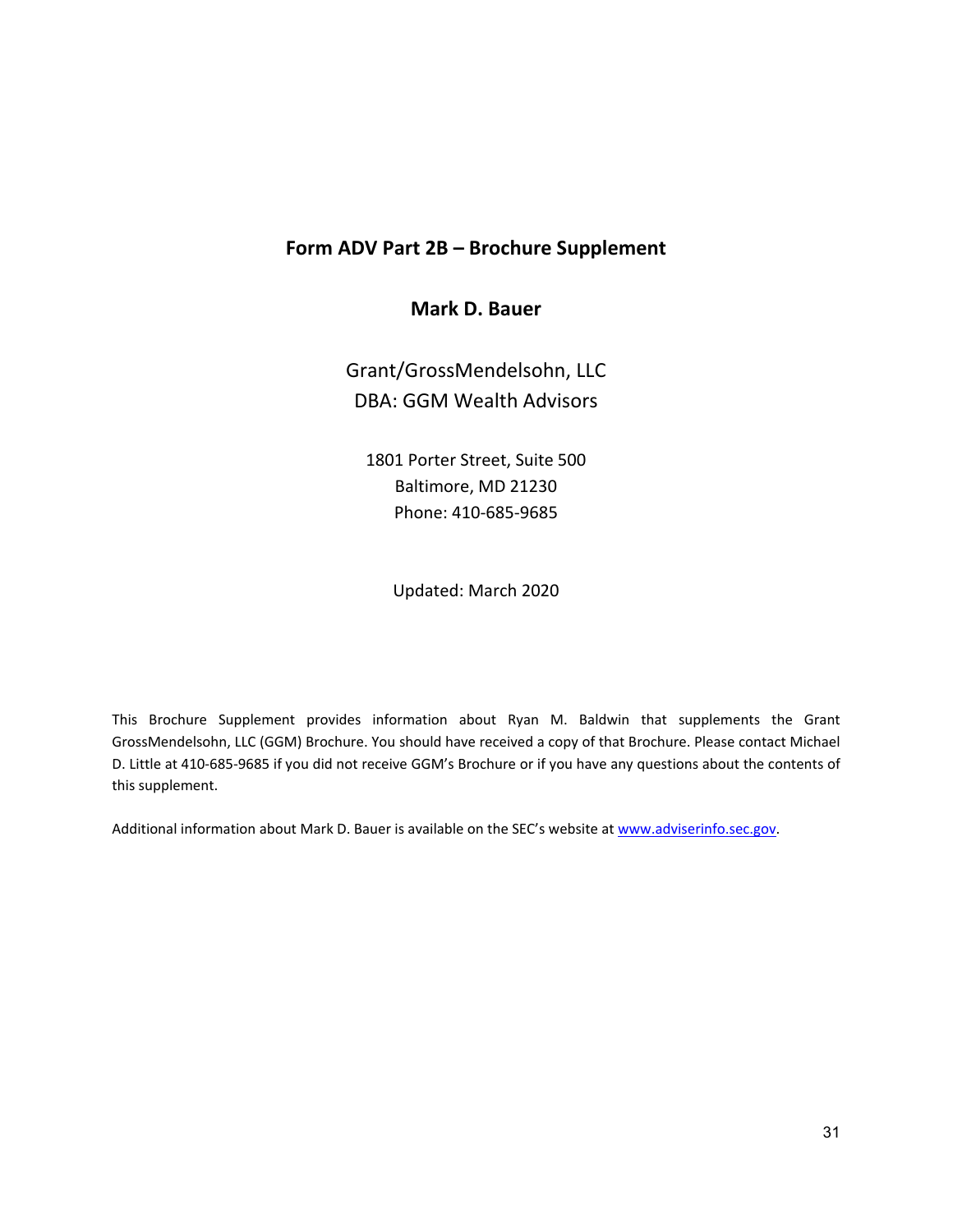## Form ADV Part 2B – Brochure Supplement

### Mark D. Bauer

Grant/GrossMendelsohn, LLC
DBA: GGM Wealth Advisors

1801 Porter Street, Suite 500
Baltimore, MD 21230
Phone: 410-685-9685

Updated: March 2020

This Brochure Supplement provides information about Ryan M. Baldwin that supplements the Grant GrossMendelsohn, LLC (GGM) Brochure. You should have received a copy of that Brochure. Please contact Michael D. Little at 410-685-9685 if you did not receive GGM's Brochure or if you have any questions about the contents of this supplement.

Additional information about Mark D. Bauer is available on the SEC's website at www.adviserinfo.sec.gov.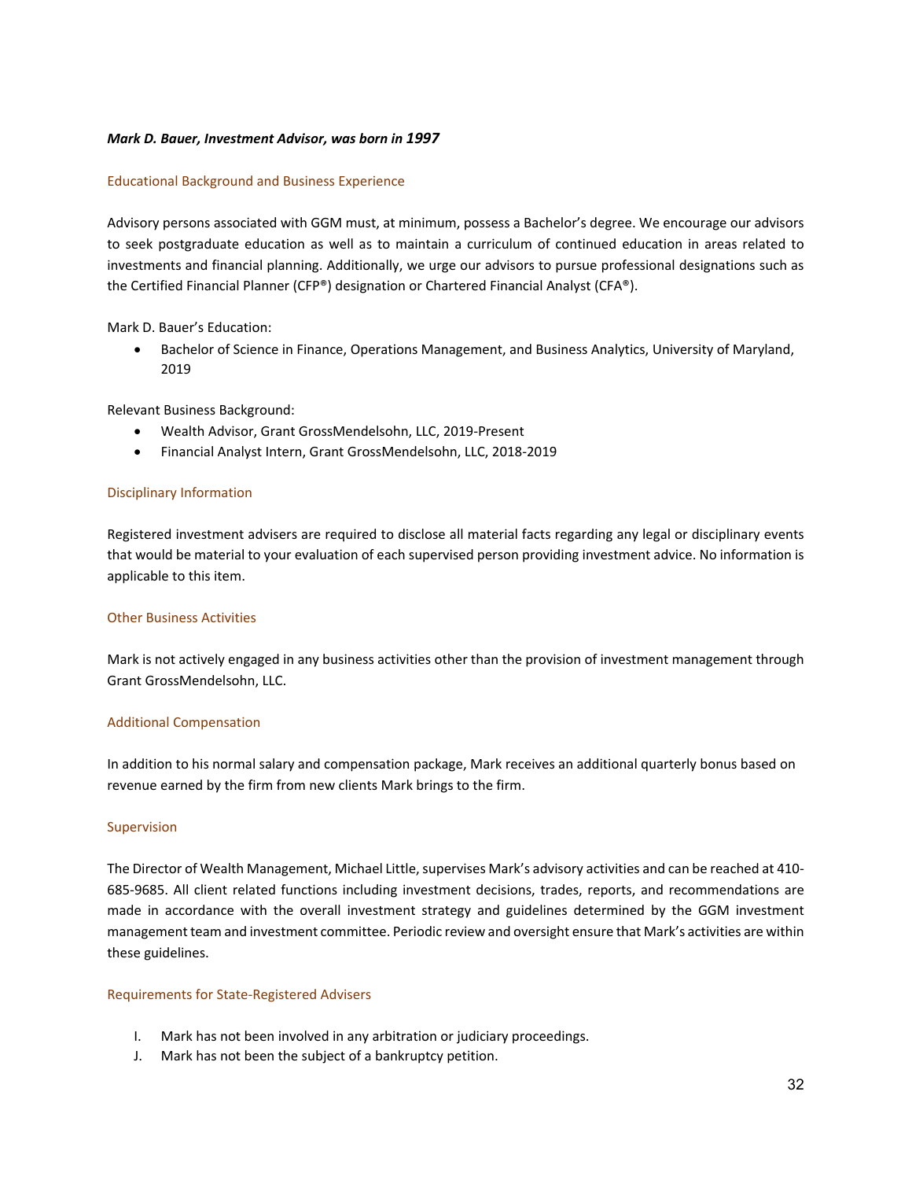***Mark D. Bauer, Investment Advisor, was born in 1997***

## Educational Background and Business Experience

Advisory persons associated with GGM must, at minimum, possess a Bachelor's degree. We encourage our advisors to seek postgraduate education as well as to maintain a curriculum of continued education in areas related to investments and financial planning. Additionally, we urge our advisors to pursue professional designations such as the Certified Financial Planner (CFP®) designation or Chartered Financial Analyst (CFA®).

Mark D. Bauer's Education:

- Bachelor of Science in Finance, Operations Management, and Business Analytics, University of Maryland, 2019

Relevant Business Background:

- Wealth Advisor, Grant GrossMendelsohn, LLC, 2019-Present
- Financial Analyst Intern, Grant GrossMendelsohn, LLC, 2018-2019

## Disciplinary Information

Registered investment advisers are required to disclose all material facts regarding any legal or disciplinary events that would be material to your evaluation of each supervised person providing investment advice. No information is applicable to this item.

## Other Business Activities

Mark is not actively engaged in any business activities other than the provision of investment management through Grant GrossMendelsohn, LLC.

## Additional Compensation

In addition to his normal salary and compensation package, Mark receives an additional quarterly bonus based on revenue earned by the firm from new clients Mark brings to the firm.

## Supervision

The Director of Wealth Management, Michael Little, supervises Mark's advisory activities and can be reached at 410-685-9685. All client related functions including investment decisions, trades, reports, and recommendations are made in accordance with the overall investment strategy and guidelines determined by the GGM investment management team and investment committee. Periodic review and oversight ensure that Mark's activities are within these guidelines.

## Requirements for State-Registered Advisers

I. Mark has not been involved in any arbitration or judiciary proceedings.
J. Mark has not been the subject of a bankruptcy petition.